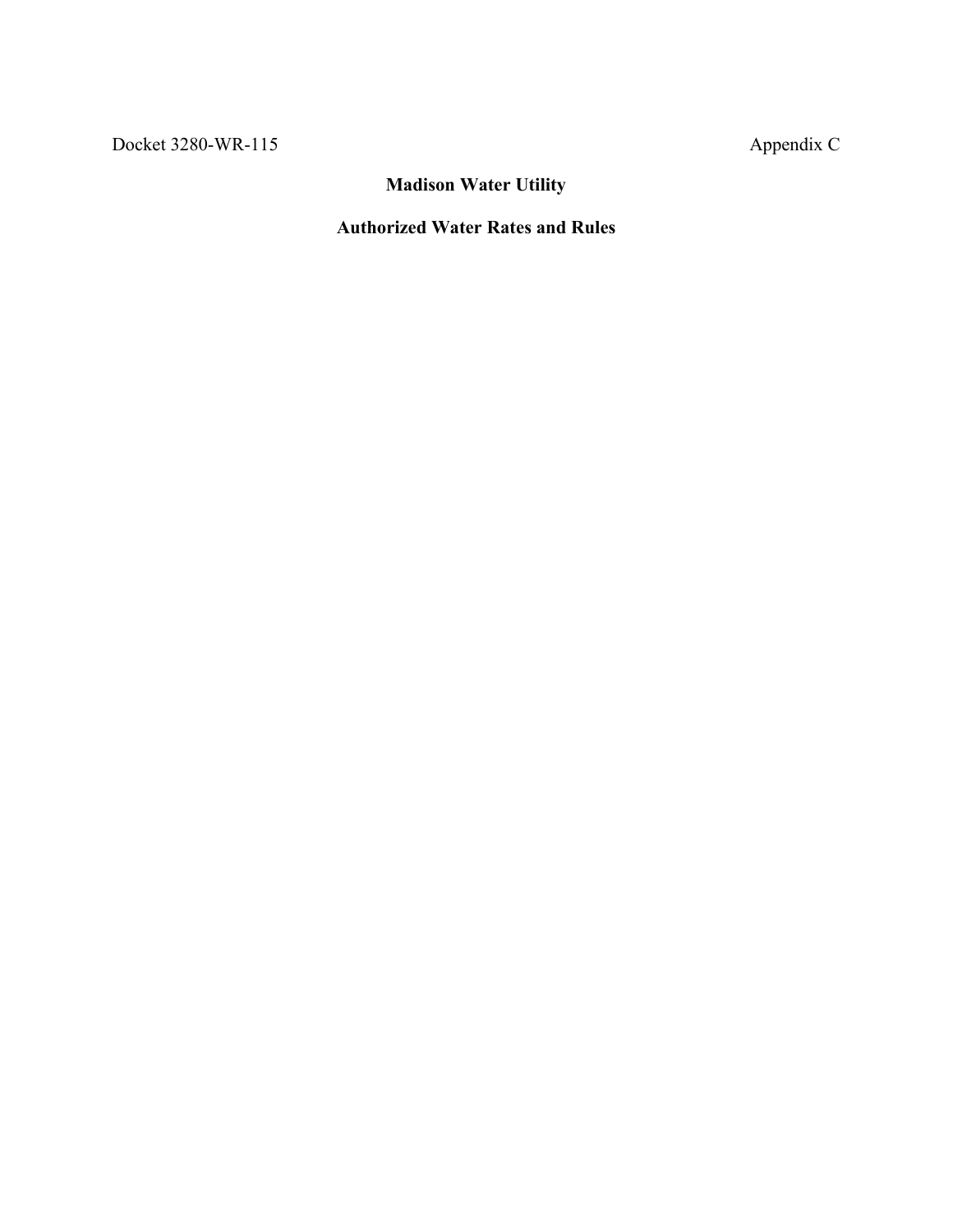Docket 3280-WR-115 Appendix C

# Madison Water Utility

## Authorized Water Rates and Rules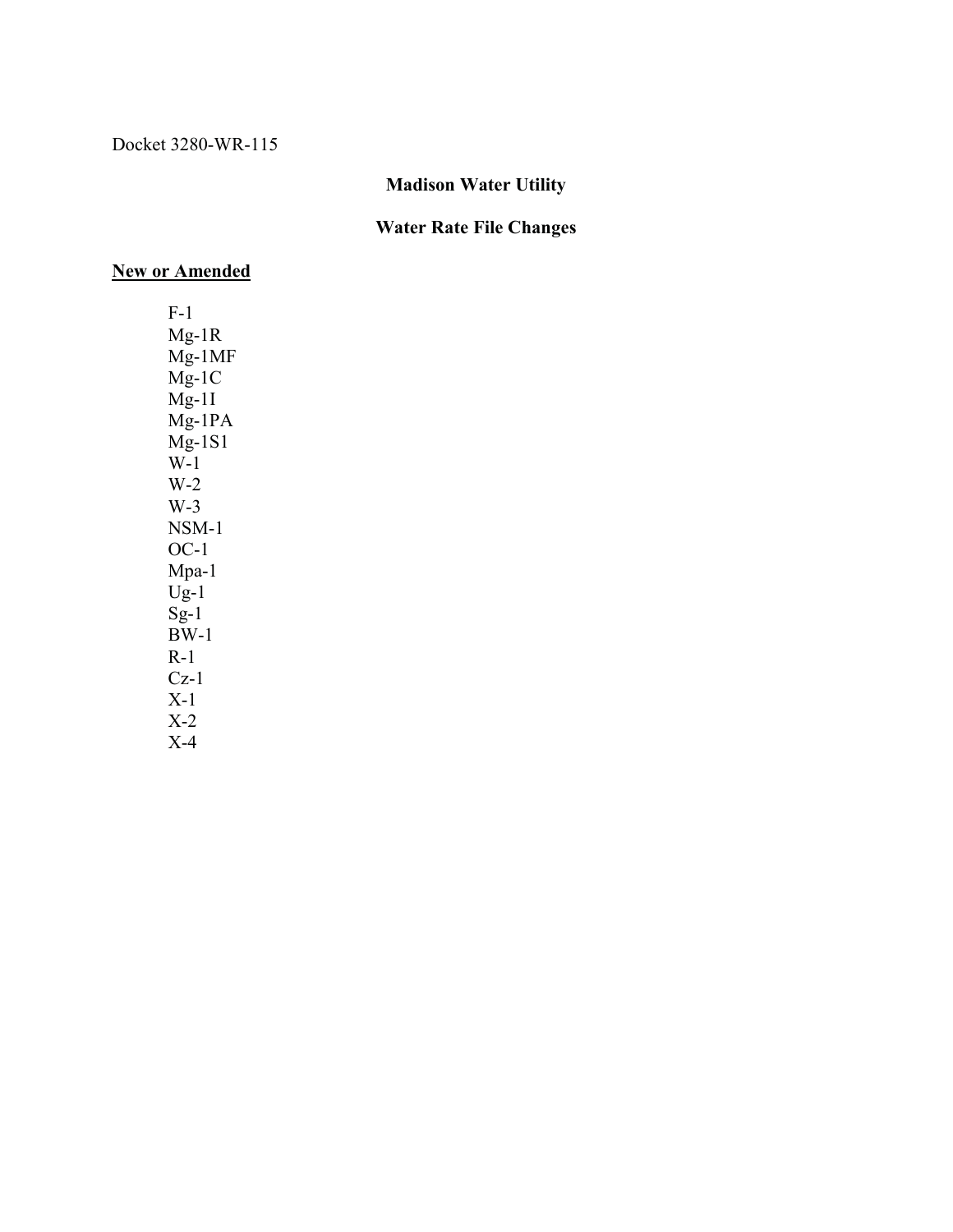Docket 3280-WR-115

## Madison Water Utility

## Water Rate File Changes

**New or Amended**

- F-1
- Mg-1R
- Mg-1MF
- Mg-1C
- Mg-1I
- Mg-1PA
- Mg-1S1
- W-1
- W-2
- W-3
- NSM-1
- OC-1
- Mpa-1
- Ug-1
- Sg-1
- BW-1
- R-1
- Cz-1
- X-1
- X-2
- X-4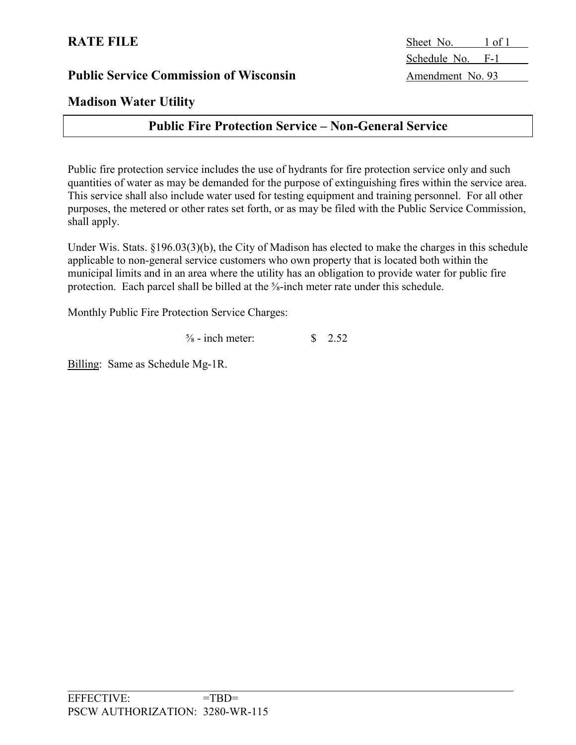**RATE FILE**

Sheet No. 1 of 1
Schedule No. F-1
Amendment No. 93

**Public Service Commission of Wisconsin**

**Madison Water Utility**

## Public Fire Protection Service – Non-General Service

Public fire protection service includes the use of hydrants for fire protection service only and such quantities of water as may be demanded for the purpose of extinguishing fires within the service area. This service shall also include water used for testing equipment and training personnel. For all other purposes, the metered or other rates set forth, or as may be filed with the Public Service Commission, shall apply.

Under Wis. Stats. §196.03(3)(b), the City of Madison has elected to make the charges in this schedule applicable to non-general service customers who own property that is located both within the municipal limits and in an area where the utility has an obligation to provide water for public fire protection. Each parcel shall be billed at the ⅝-inch meter rate under this schedule.

Monthly Public Fire Protection Service Charges:

| | |
|---|---|
| ⅝ - inch meter: | $ 2.52 |

Billing: Same as Schedule Mg-1R.

EFFECTIVE: =TBD=
PSCW AUTHORIZATION: 3280-WR-115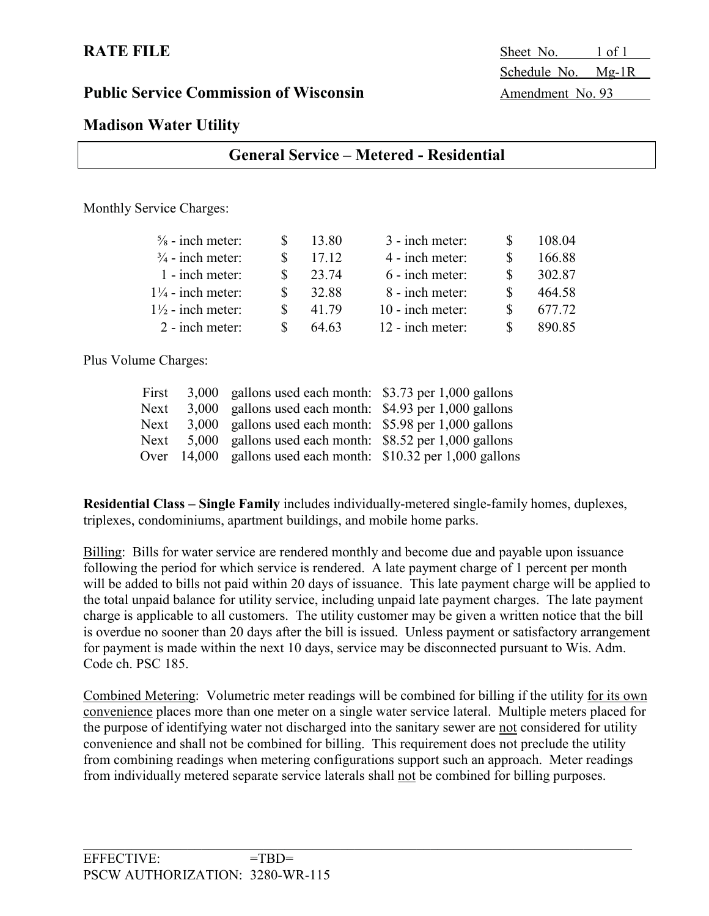**RATE FILE**

Sheet No. 1 of 1
Schedule No. Mg-1R
Amendment No. 93

**Public Service Commission of Wisconsin**

**Madison Water Utility**

## General Service – Metered - Residential

Monthly Service Charges:

| Meter | Charge | Meter | Charge |
|---|---|---|---|
| ⅝ - inch meter: | $ 13.80 | 3 - inch meter: | $ 108.04 |
| ¾ - inch meter: | $ 17.12 | 4 - inch meter: | $ 166.88 |
| 1 - inch meter: | $ 23.74 | 6 - inch meter: | $ 302.87 |
| 1¼ - inch meter: | $ 32.88 | 8 - inch meter: | $ 464.58 |
| 1½ - inch meter: | $ 41.79 | 10 - inch meter: | $ 677.72 |
| 2 - inch meter: | $ 64.63 | 12 - inch meter: | $ 890.85 |

Plus Volume Charges:

| | | | |
|---|---|---|---|
| First | 3,000 | gallons used each month: | $3.73 per 1,000 gallons |
| Next | 3,000 | gallons used each month: | $4.93 per 1,000 gallons |
| Next | 3,000 | gallons used each month: | $5.98 per 1,000 gallons |
| Next | 5,000 | gallons used each month: | $8.52 per 1,000 gallons |
| Over | 14,000 | gallons used each month: | $10.32 per 1,000 gallons |

**Residential Class – Single Family** includes individually-metered single-family homes, duplexes, triplexes, condominiums, apartment buildings, and mobile home parks.

Billing: Bills for water service are rendered monthly and become due and payable upon issuance following the period for which service is rendered. A late payment charge of 1 percent per month will be added to bills not paid within 20 days of issuance. This late payment charge will be applied to the total unpaid balance for utility service, including unpaid late payment charges. The late payment charge is applicable to all customers. The utility customer may be given a written notice that the bill is overdue no sooner than 20 days after the bill is issued. Unless payment or satisfactory arrangement for payment is made within the next 10 days, service may be disconnected pursuant to Wis. Adm. Code ch. PSC 185.

Combined Metering: Volumetric meter readings will be combined for billing if the utility for its own convenience places more than one meter on a single water service lateral. Multiple meters placed for the purpose of identifying water not discharged into the sanitary sewer are not considered for utility convenience and shall not be combined for billing. This requirement does not preclude the utility from combining readings when metering configurations support such an approach. Meter readings from individually metered separate service laterals shall not be combined for billing purposes.

EFFECTIVE: =TBD=
PSCW AUTHORIZATION: 3280-WR-115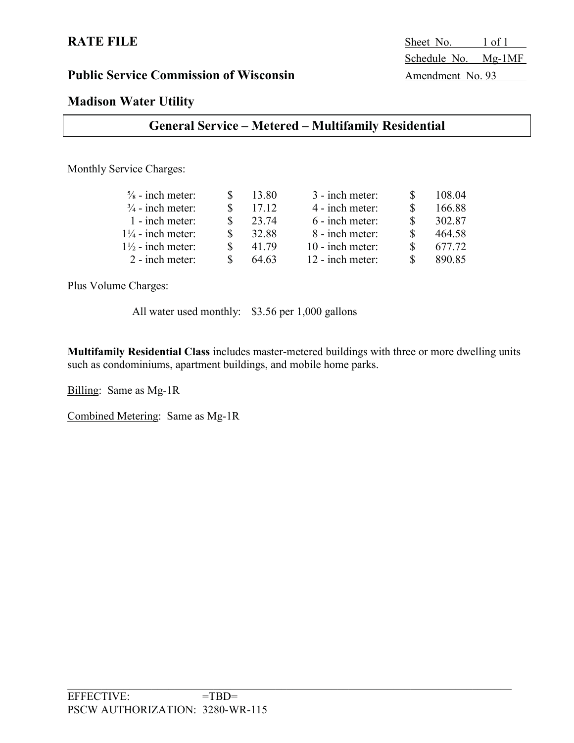**RATE FILE**

Sheet No. 1 of 1
Schedule No. Mg-1MF
Amendment No. 93

**Public Service Commission of Wisconsin**

**Madison Water Utility**

## General Service – Metered – Multifamily Residential

Monthly Service Charges:

| Meter | Charge | Meter | Charge |
|---|---|---|---|
| ⅝ - inch meter: | $ 13.80 | 3 - inch meter: | $ 108.04 |
| ¾ - inch meter: | $ 17.12 | 4 - inch meter: | $ 166.88 |
| 1 - inch meter: | $ 23.74 | 6 - inch meter: | $ 302.87 |
| 1¼ - inch meter: | $ 32.88 | 8 - inch meter: | $ 464.58 |
| 1½ - inch meter: | $ 41.79 | 10 - inch meter: | $ 677.72 |
| 2 - inch meter: | $ 64.63 | 12 - inch meter: | $ 890.85 |

Plus Volume Charges:

All water used monthly: $3.56 per 1,000 gallons

**Multifamily Residential Class** includes master-metered buildings with three or more dwelling units such as condominiums, apartment buildings, and mobile home parks.

Billing: Same as Mg-1R

Combined Metering: Same as Mg-1R

EFFECTIVE: =TBD=
PSCW AUTHORIZATION: 3280-WR-115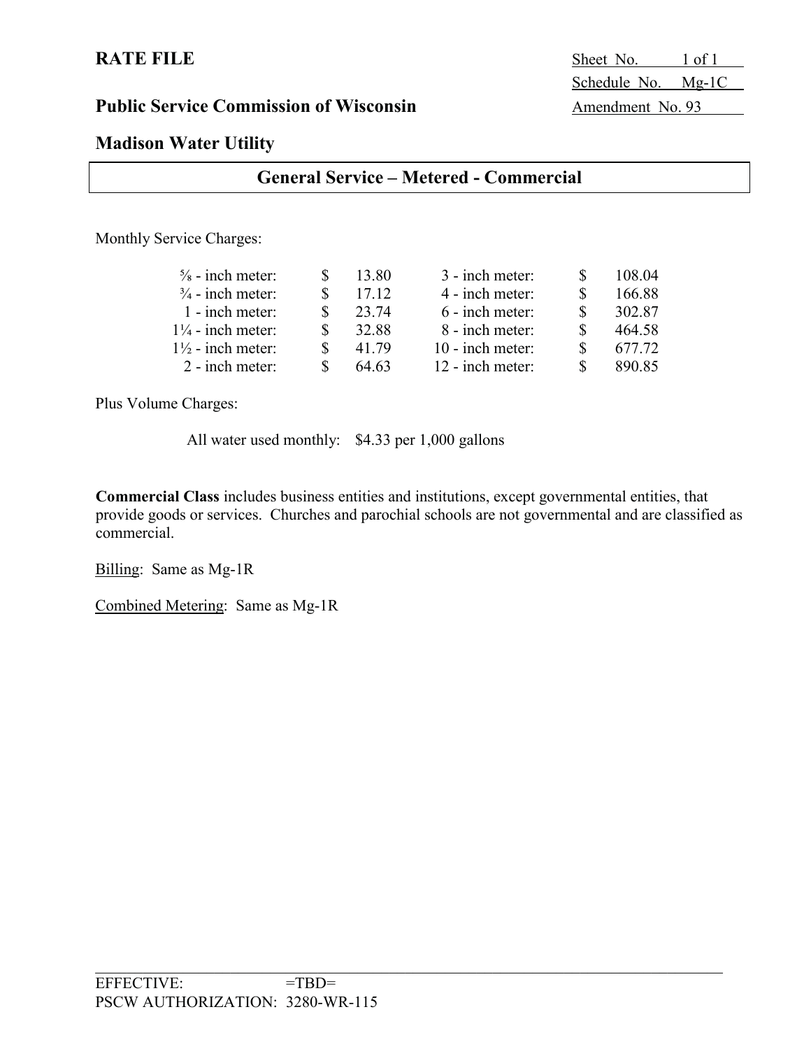**RATE FILE**

Sheet No. 1 of 1
Schedule No. Mg-1C
Amendment No. 93

**Public Service Commission of Wisconsin**

**Madison Water Utility**

## General Service – Metered - Commercial

Monthly Service Charges:

| | | | |
|---|---|---|---|
| ⅝ - inch meter: | $ 13.80 | 3 - inch meter: | $ 108.04 |
| ¾ - inch meter: | $ 17.12 | 4 - inch meter: | $ 166.88 |
| 1 - inch meter: | $ 23.74 | 6 - inch meter: | $ 302.87 |
| 1¼ - inch meter: | $ 32.88 | 8 - inch meter: | $ 464.58 |
| 1½ - inch meter: | $ 41.79 | 10 - inch meter: | $ 677.72 |
| 2 - inch meter: | $ 64.63 | 12 - inch meter: | $ 890.85 |

Plus Volume Charges:

All water used monthly: $4.33 per 1,000 gallons

**Commercial Class** includes business entities and institutions, except governmental entities, that provide goods or services. Churches and parochial schools are not governmental and are classified as commercial.

Billing: Same as Mg-1R

Combined Metering: Same as Mg-1R

EFFECTIVE: =TBD=
PSCW AUTHORIZATION: 3280-WR-115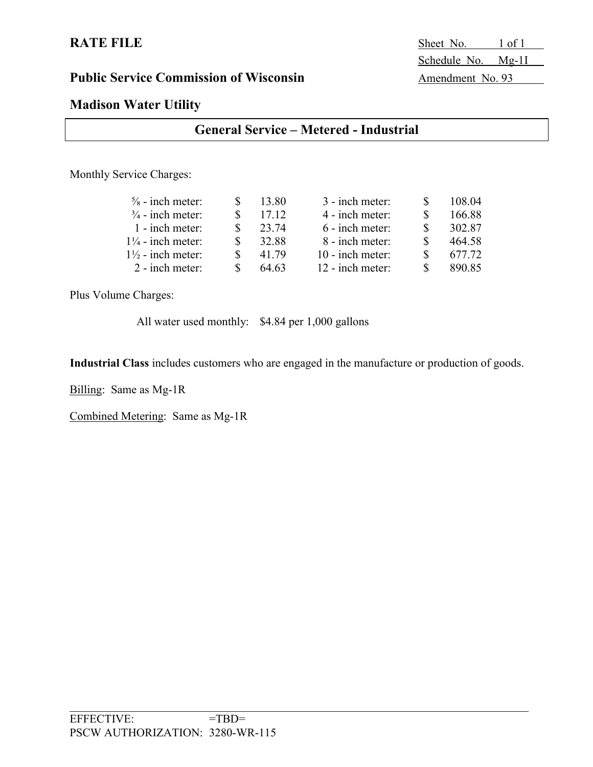**RATE FILE**

Sheet No. 1 of 1
Schedule No. Mg-1I
Amendment No. 93

**Public Service Commission of Wisconsin**

**Madison Water Utility**

## General Service – Metered - Industrial

Monthly Service Charges:

| Meter | Charge | Meter | Charge |
|---|---|---|---|
| ⅝ - inch meter: | $ 13.80 | 3 - inch meter: | $ 108.04 |
| ¾ - inch meter: | $ 17.12 | 4 - inch meter: | $ 166.88 |
| 1 - inch meter: | $ 23.74 | 6 - inch meter: | $ 302.87 |
| 1¼ - inch meter: | $ 32.88 | 8 - inch meter: | $ 464.58 |
| 1½ - inch meter: | $ 41.79 | 10 - inch meter: | $ 677.72 |
| 2 - inch meter: | $ 64.63 | 12 - inch meter: | $ 890.85 |

Plus Volume Charges:

All water used monthly: $4.84 per 1,000 gallons

**Industrial Class** includes customers who are engaged in the manufacture or production of goods.

Billing: Same as Mg-1R

Combined Metering: Same as Mg-1R

EFFECTIVE: =TBD=
PSCW AUTHORIZATION: 3280-WR-115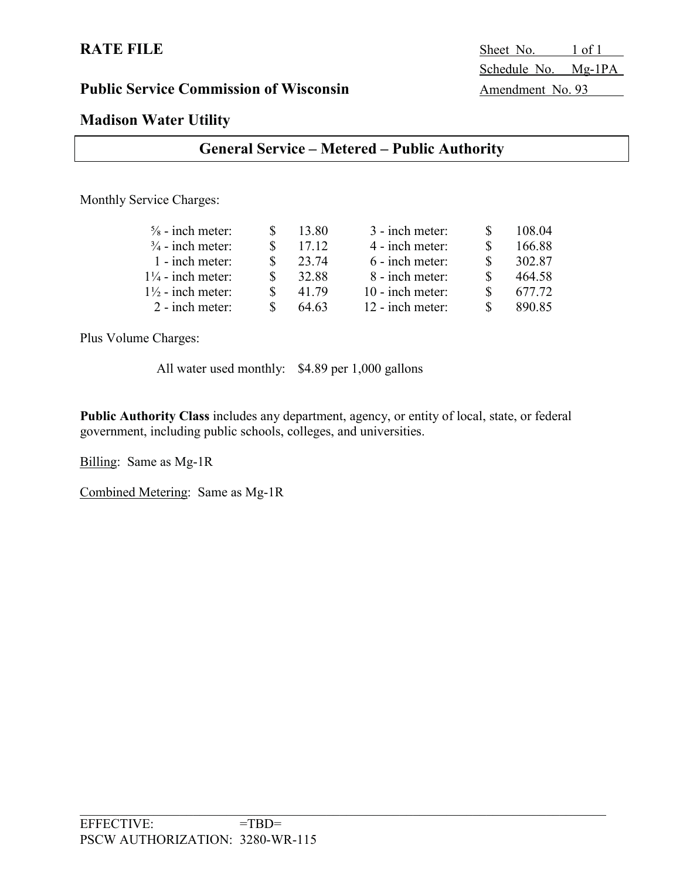# RATE FILE

Sheet No. 1 of 1
Schedule No. Mg-1PA
Amendment No. 93

## Public Service Commission of Wisconsin

## Madison Water Utility

## General Service – Metered – Public Authority

Monthly Service Charges:

| Meter Size | Charge | Meter Size | Charge |
|---|---|---|---|
| ⅝ - inch meter: | $ 13.80 | 3 - inch meter: | $ 108.04 |
| ¾ - inch meter: | $ 17.12 | 4 - inch meter: | $ 166.88 |
| 1 - inch meter: | $ 23.74 | 6 - inch meter: | $ 302.87 |
| 1¼ - inch meter: | $ 32.88 | 8 - inch meter: | $ 464.58 |
| 1½ - inch meter: | $ 41.79 | 10 - inch meter: | $ 677.72 |
| 2 - inch meter: | $ 64.63 | 12 - inch meter: | $ 890.85 |

Plus Volume Charges:

All water used monthly: $4.89 per 1,000 gallons

**Public Authority Class** includes any department, agency, or entity of local, state, or federal government, including public schools, colleges, and universities.

Billing: Same as Mg-1R

Combined Metering: Same as Mg-1R

EFFECTIVE: =TBD=
PSCW AUTHORIZATION: 3280-WR-115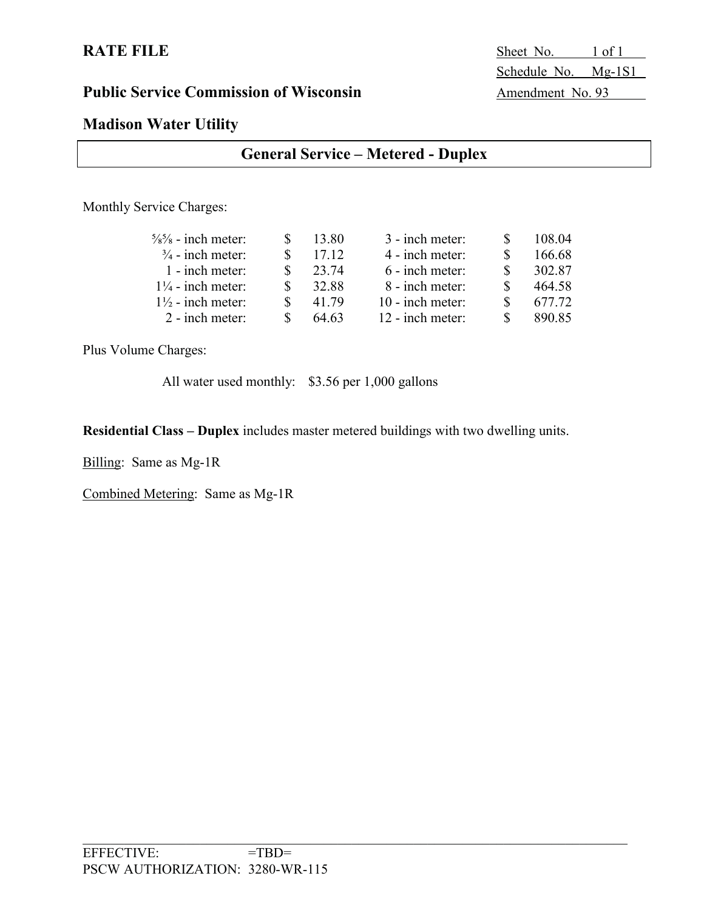**RATE FILE**

Sheet No. 1 of 1
Schedule No. Mg-1S1
Amendment No. 93

**Public Service Commission of Wisconsin**

**Madison Water Utility**

## General Service – Metered - Duplex

Monthly Service Charges:

| | | | |
|---|---|---|---|
| ⅝ - inch meter: | $ 13.80 | 3 - inch meter: | $ 108.04 |
| ¾ - inch meter: | $ 17.12 | 4 - inch meter: | $ 166.68 |
| 1 - inch meter: | $ 23.74 | 6 - inch meter: | $ 302.87 |
| 1¼ - inch meter: | $ 32.88 | 8 - inch meter: | $ 464.58 |
| 1½ - inch meter: | $ 41.79 | 10 - inch meter: | $ 677.72 |
| 2 - inch meter: | $ 64.63 | 12 - inch meter: | $ 890.85 |

Plus Volume Charges:

All water used monthly: $3.56 per 1,000 gallons

**Residential Class – Duplex** includes master metered buildings with two dwelling units.

Billing: Same as Mg-1R

Combined Metering: Same as Mg-1R

EFFECTIVE: =TBD=
PSCW AUTHORIZATION: 3280-WR-115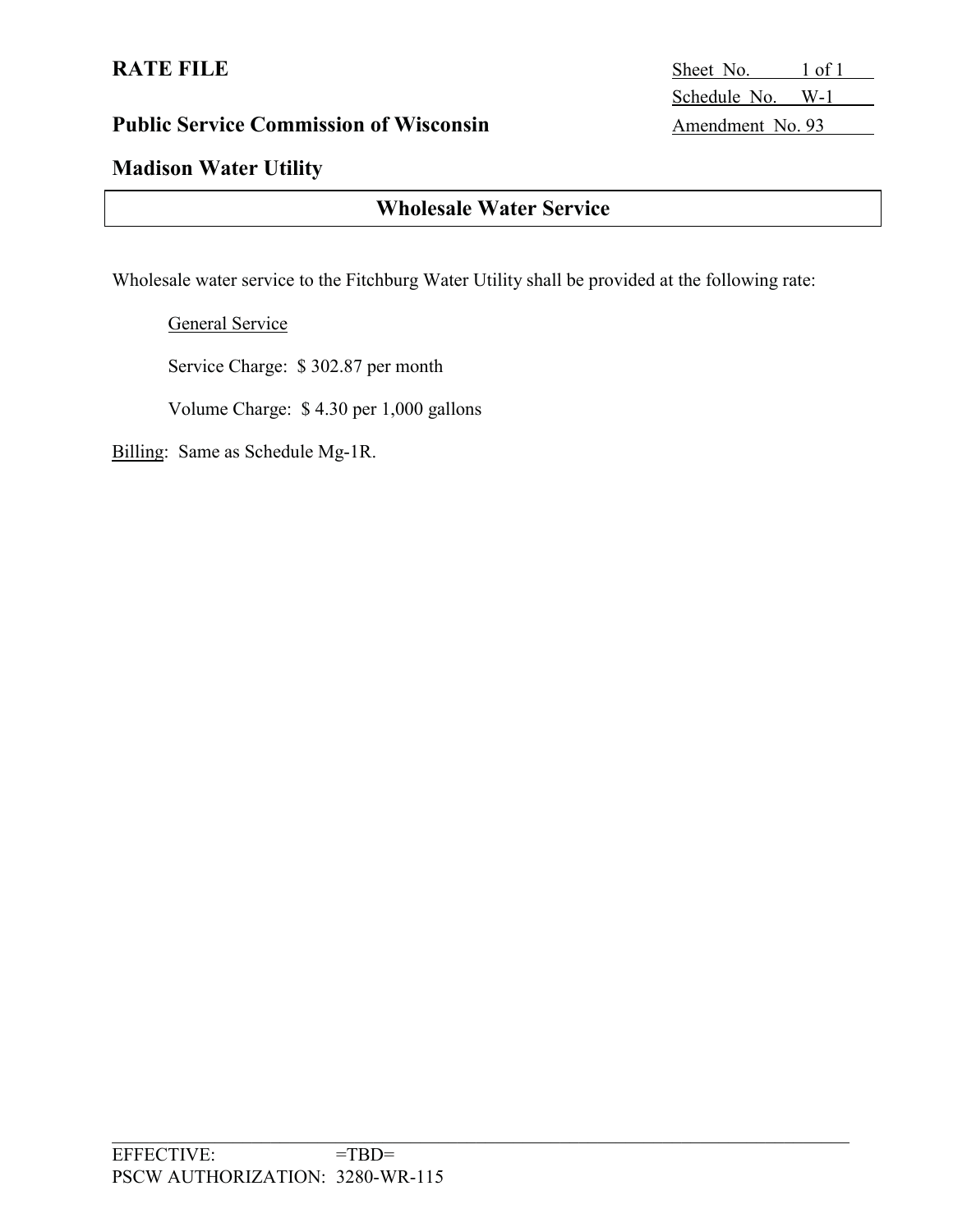**RATE FILE**

**Public Service Commission of Wisconsin**

**Madison Water Utility**

Sheet No. 1 of 1
Schedule No. W-1
Amendment No. 93

## Wholesale Water Service

Wholesale water service to the Fitchburg Water Utility shall be provided at the following rate:

General Service

Service Charge: $ 302.87 per month

Volume Charge: $ 4.30 per 1,000 gallons

Billing: Same as Schedule Mg-1R.

EFFECTIVE: =TBD=
PSCW AUTHORIZATION: 3280-WR-115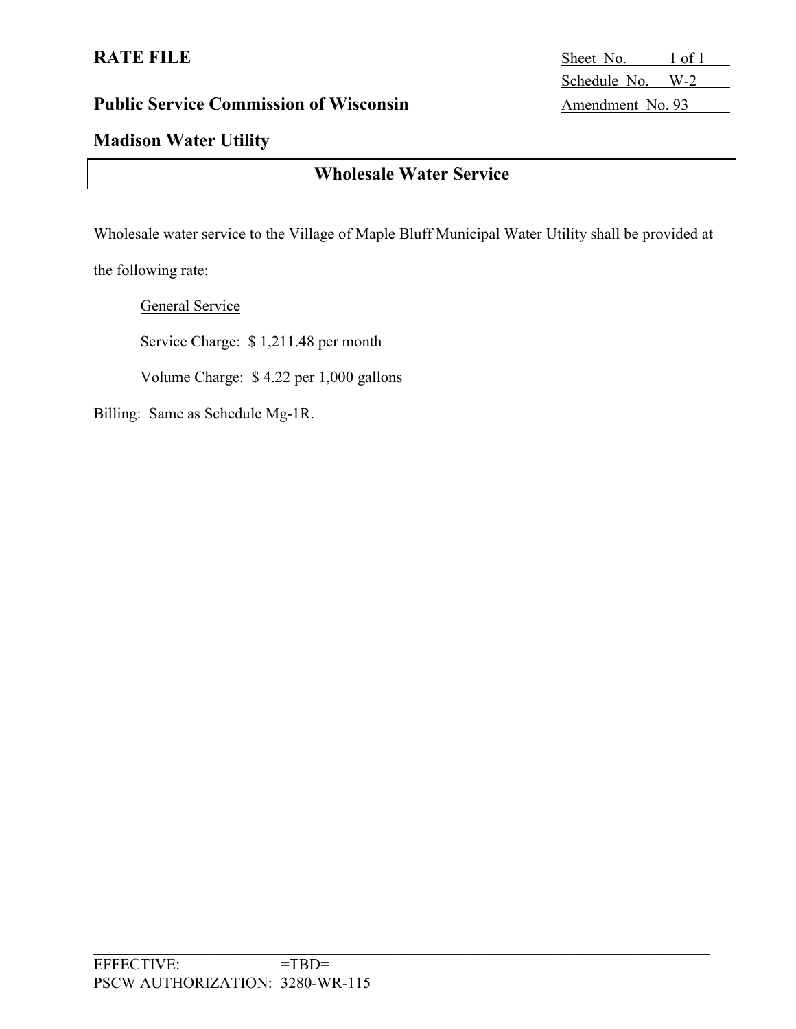**RATE FILE**

Sheet No. 1 of 1
Schedule No. W-2
Amendment No. 93

**Public Service Commission of Wisconsin**

**Madison Water Utility**

## Wholesale Water Service

Wholesale water service to the Village of Maple Bluff Municipal Water Utility shall be provided at the following rate:

General Service

Service Charge: $ 1,211.48 per month

Volume Charge: $ 4.22 per 1,000 gallons

Billing: Same as Schedule Mg-1R.

EFFECTIVE: =TBD=
PSCW AUTHORIZATION: 3280-WR-115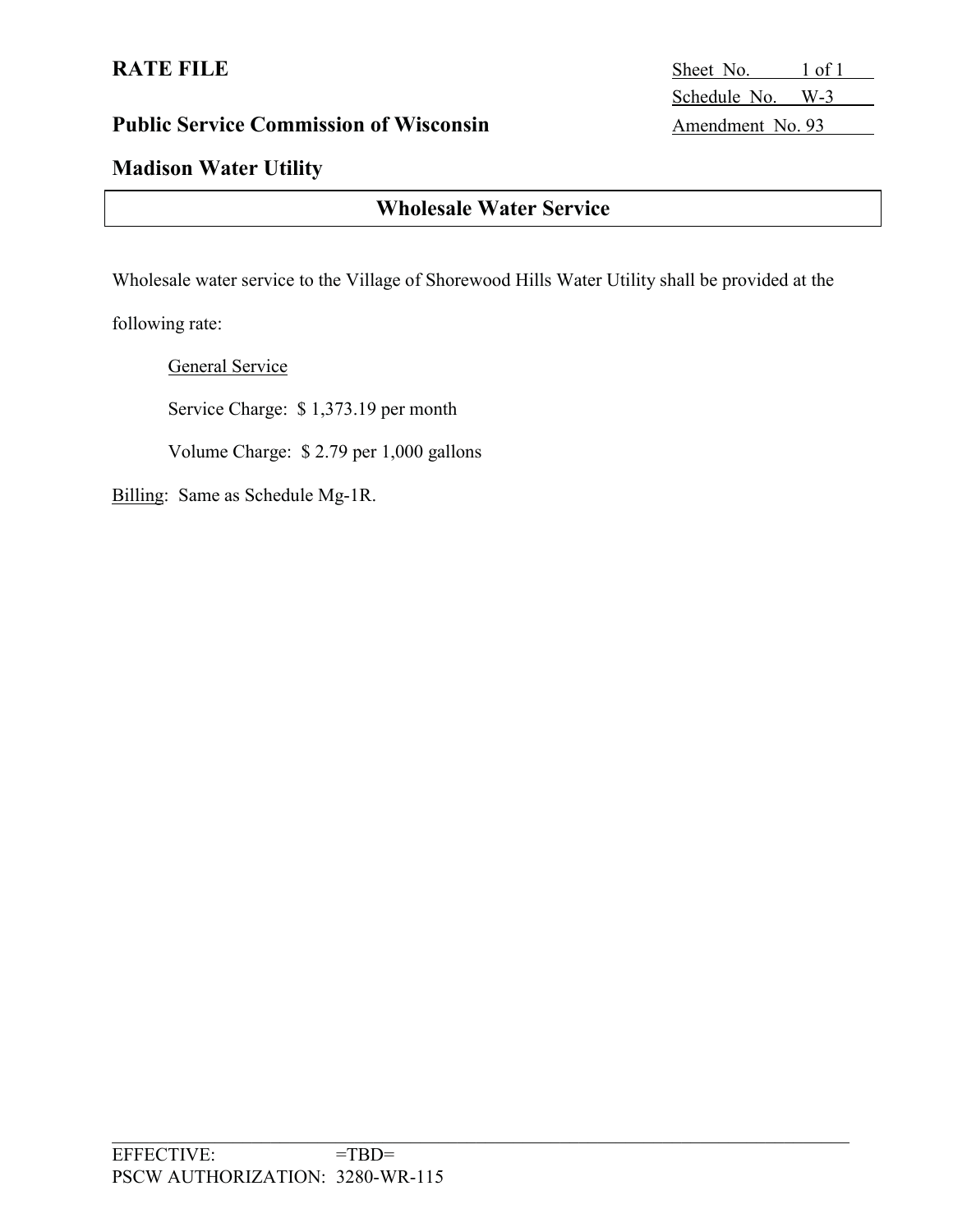**RATE FILE**

Sheet No. 1 of 1
Schedule No. W-3
Amendment No. 93

**Public Service Commission of Wisconsin**

**Madison Water Utility**

## Wholesale Water Service

Wholesale water service to the Village of Shorewood Hills Water Utility shall be provided at the following rate:

General Service

Service Charge: $ 1,373.19 per month

Volume Charge: $ 2.79 per 1,000 gallons

Billing: Same as Schedule Mg-1R.

EFFECTIVE: =TBD=
PSCW AUTHORIZATION: 3280-WR-115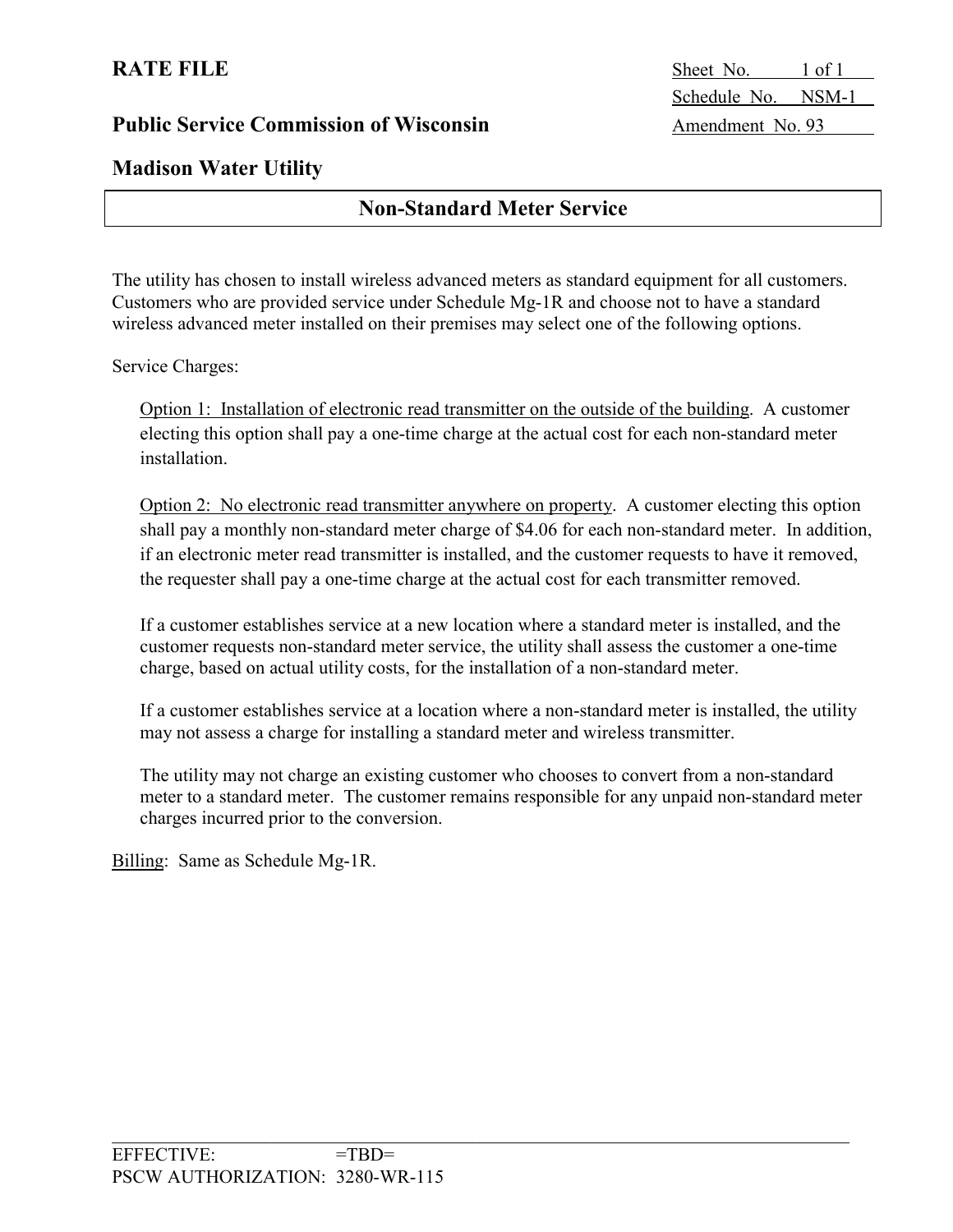**RATE FILE**

Sheet No. 1 of 1
Schedule No. NSM-1
Amendment No. 93

**Public Service Commission of Wisconsin**

**Madison Water Utility**

## Non-Standard Meter Service

The utility has chosen to install wireless advanced meters as standard equipment for all customers. Customers who are provided service under Schedule Mg-1R and choose not to have a standard wireless advanced meter installed on their premises may select one of the following options.

Service Charges:

<u>Option 1: Installation of electronic read transmitter on the outside of the building</u>. A customer electing this option shall pay a one-time charge at the actual cost for each non-standard meter installation.

<u>Option 2: No electronic read transmitter anywhere on property</u>. A customer electing this option shall pay a monthly non-standard meter charge of $4.06 for each non-standard meter. In addition, if an electronic meter read transmitter is installed, and the customer requests to have it removed, the requester shall pay a one-time charge at the actual cost for each transmitter removed.

If a customer establishes service at a new location where a standard meter is installed, and the customer requests non-standard meter service, the utility shall assess the customer a one-time charge, based on actual utility costs, for the installation of a non-standard meter.

If a customer establishes service at a location where a non-standard meter is installed, the utility may not assess a charge for installing a standard meter and wireless transmitter.

The utility may not charge an existing customer who chooses to convert from a non-standard meter to a standard meter. The customer remains responsible for any unpaid non-standard meter charges incurred prior to the conversion.

<u>Billing</u>: Same as Schedule Mg-1R.

EFFECTIVE: =TBD=
PSCW AUTHORIZATION: 3280-WR-115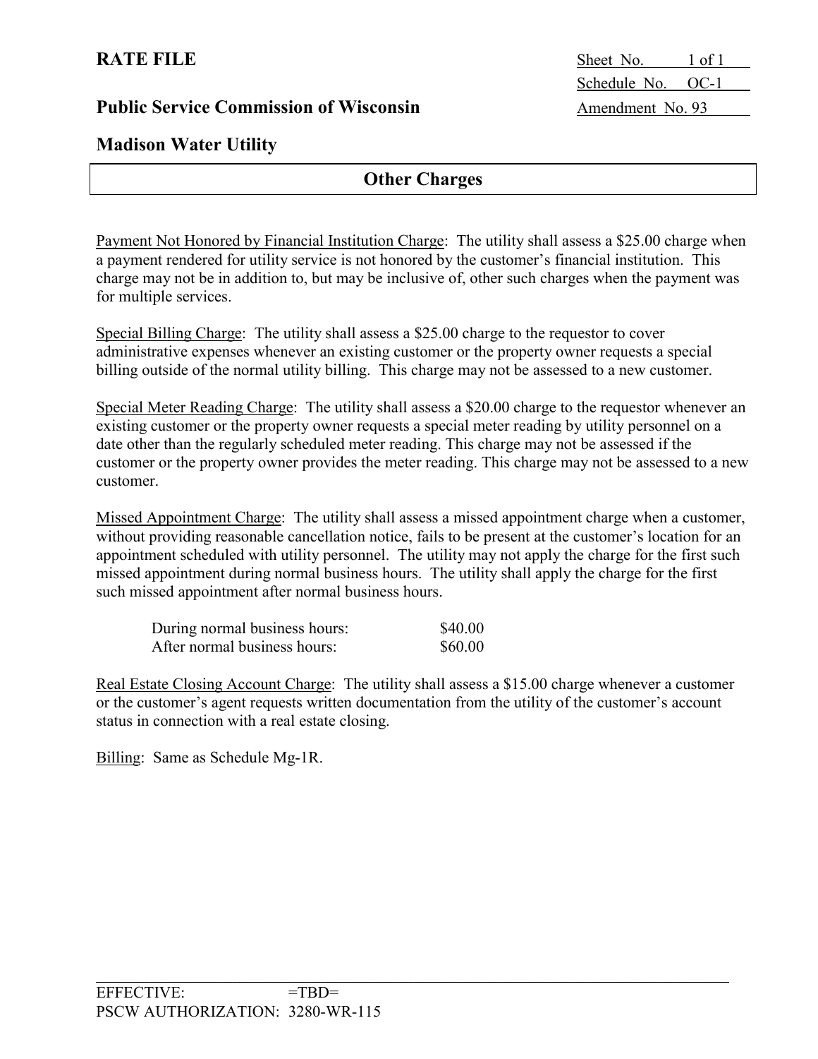**RATE FILE**

**Public Service Commission of Wisconsin**

**Madison Water Utility**

Sheet No. 1 of 1
Schedule No. OC-1
Amendment No. 93

## Other Charges

Payment Not Honored by Financial Institution Charge: The utility shall assess a $25.00 charge when a payment rendered for utility service is not honored by the customer's financial institution. This charge may not be in addition to, but may be inclusive of, other such charges when the payment was for multiple services.

Special Billing Charge: The utility shall assess a $25.00 charge to the requestor to cover administrative expenses whenever an existing customer or the property owner requests a special billing outside of the normal utility billing. This charge may not be assessed to a new customer.

Special Meter Reading Charge: The utility shall assess a $20.00 charge to the requestor whenever an existing customer or the property owner requests a special meter reading by utility personnel on a date other than the regularly scheduled meter reading. This charge may not be assessed if the customer or the property owner provides the meter reading. This charge may not be assessed to a new customer.

Missed Appointment Charge: The utility shall assess a missed appointment charge when a customer, without providing reasonable cancellation notice, fails to be present at the customer's location for an appointment scheduled with utility personnel. The utility may not apply the charge for the first such missed appointment during normal business hours. The utility shall apply the charge for the first such missed appointment after normal business hours.

| | |
|---|---|
| During normal business hours: | $40.00 |
| After normal business hours: | $60.00 |

Real Estate Closing Account Charge: The utility shall assess a $15.00 charge whenever a customer or the customer's agent requests written documentation from the utility of the customer's account status in connection with a real estate closing.

Billing: Same as Schedule Mg-1R.

EFFECTIVE: =TBD=
PSCW AUTHORIZATION: 3280-WR-115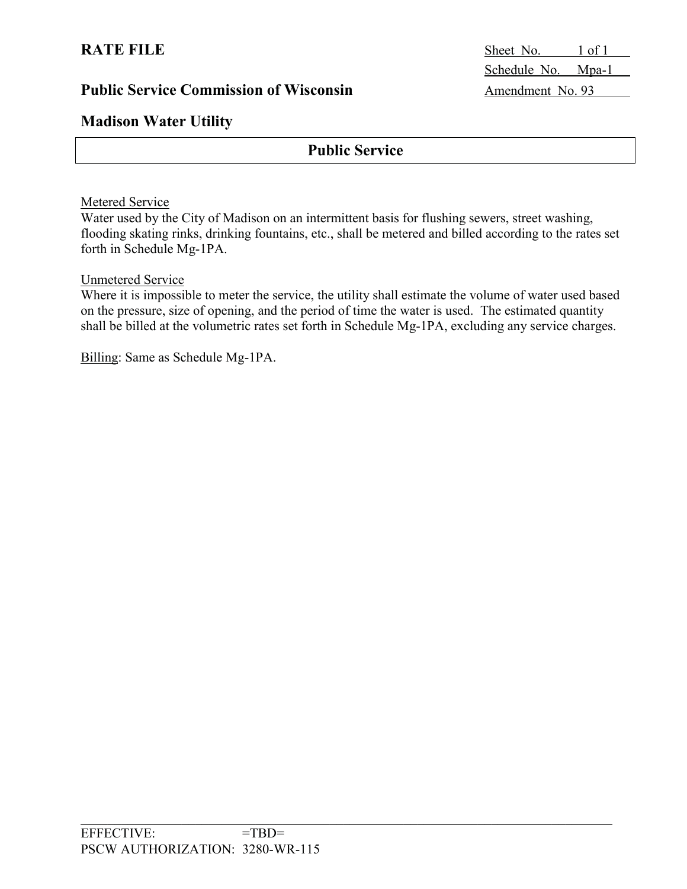**RATE FILE**

**Public Service Commission of Wisconsin**

**Madison Water Utility**

Sheet No. 1 of 1
Schedule No. Mpa-1
Amendment No. 93

## Public Service

Metered Service
Water used by the City of Madison on an intermittent basis for flushing sewers, street washing, flooding skating rinks, drinking fountains, etc., shall be metered and billed according to the rates set forth in Schedule Mg-1PA.

Unmetered Service
Where it is impossible to meter the service, the utility shall estimate the volume of water used based on the pressure, size of opening, and the period of time the water is used. The estimated quantity shall be billed at the volumetric rates set forth in Schedule Mg-1PA, excluding any service charges.

Billing: Same as Schedule Mg-1PA.

EFFECTIVE: =TBD=
PSCW AUTHORIZATION: 3280-WR-115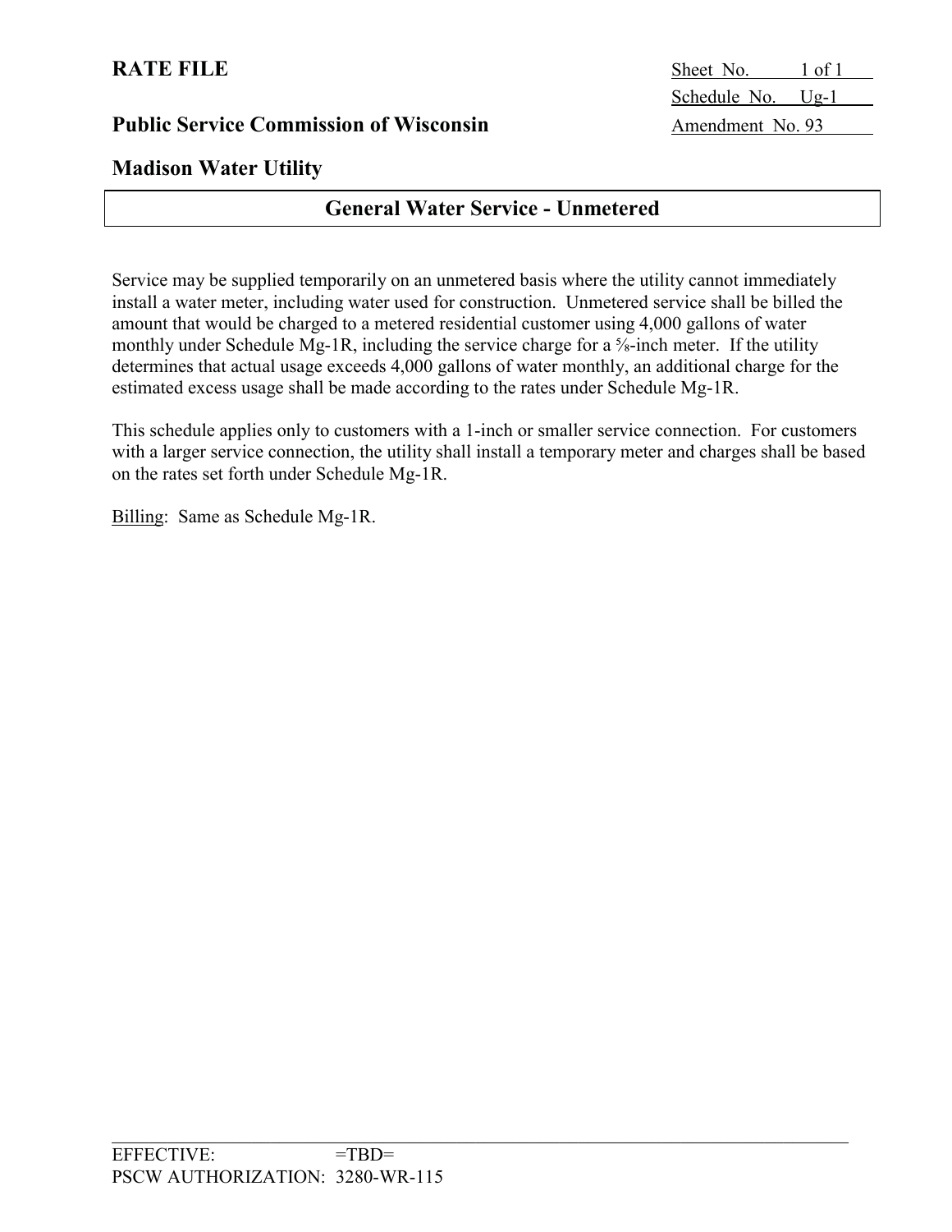**RATE FILE**

Sheet No. 1 of 1
Schedule No. Ug-1
Amendment No. 93

**Public Service Commission of Wisconsin**

**Madison Water Utility**

## General Water Service - Unmetered

Service may be supplied temporarily on an unmetered basis where the utility cannot immediately install a water meter, including water used for construction. Unmetered service shall be billed the amount that would be charged to a metered residential customer using 4,000 gallons of water monthly under Schedule Mg-1R, including the service charge for a ⅝-inch meter. If the utility determines that actual usage exceeds 4,000 gallons of water monthly, an additional charge for the estimated excess usage shall be made according to the rates under Schedule Mg-1R.

This schedule applies only to customers with a 1-inch or smaller service connection. For customers with a larger service connection, the utility shall install a temporary meter and charges shall be based on the rates set forth under Schedule Mg-1R.

Billing: Same as Schedule Mg-1R.

EFFECTIVE: =TBD=
PSCW AUTHORIZATION: 3280-WR-115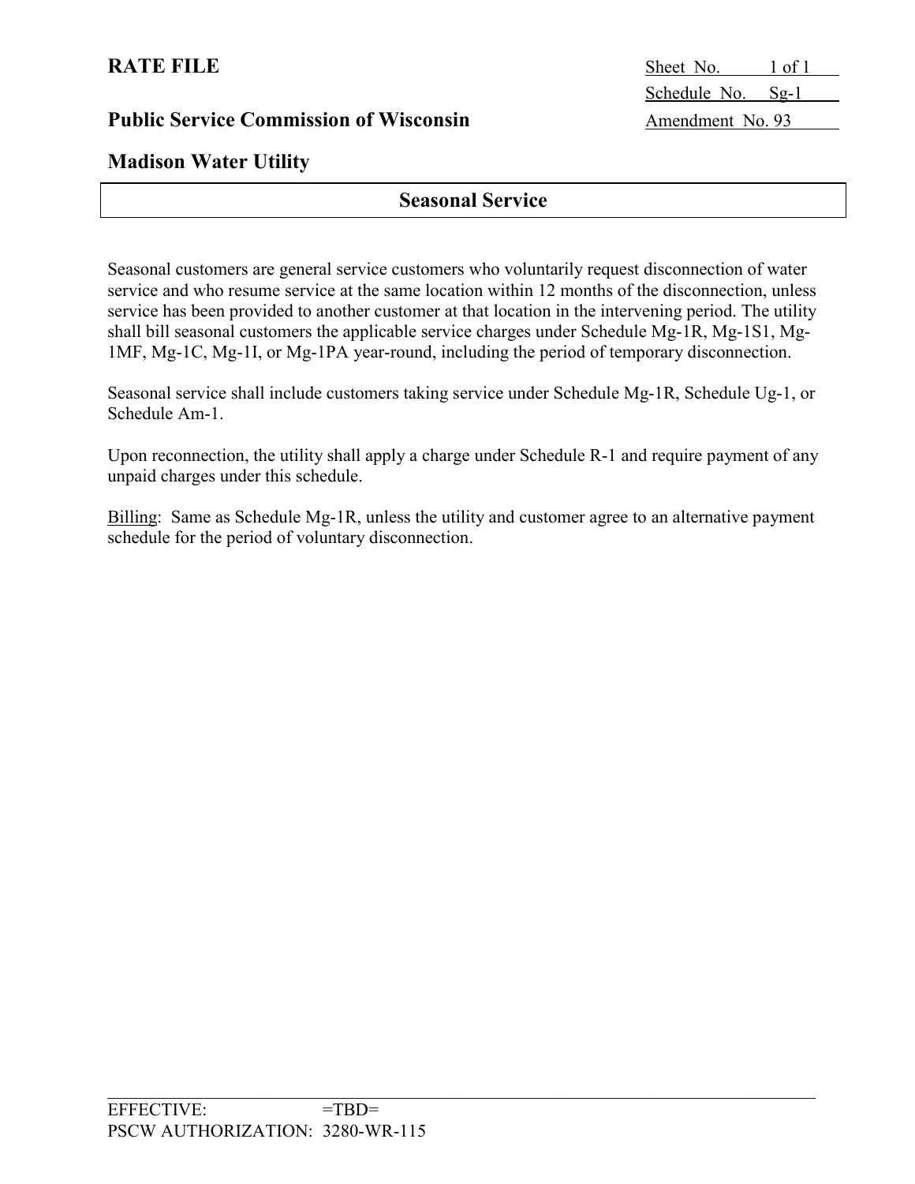**RATE FILE**

**Public Service Commission of Wisconsin**

**Madison Water Utility**

Sheet No. 1 of 1
Schedule No. Sg-1
Amendment No. 93

## Seasonal Service

Seasonal customers are general service customers who voluntarily request disconnection of water service and who resume service at the same location within 12 months of the disconnection, unless service has been provided to another customer at that location in the intervening period. The utility shall bill seasonal customers the applicable service charges under Schedule Mg-1R, Mg-1S1, Mg-1MF, Mg-1C, Mg-1I, or Mg-1PA year-round, including the period of temporary disconnection.

Seasonal service shall include customers taking service under Schedule Mg-1R, Schedule Ug-1, or Schedule Am-1.

Upon reconnection, the utility shall apply a charge under Schedule R-1 and require payment of any unpaid charges under this schedule.

Billing: Same as Schedule Mg-1R, unless the utility and customer agree to an alternative payment schedule for the period of voluntary disconnection.

EFFECTIVE: =TBD=
PSCW AUTHORIZATION: 3280-WR-115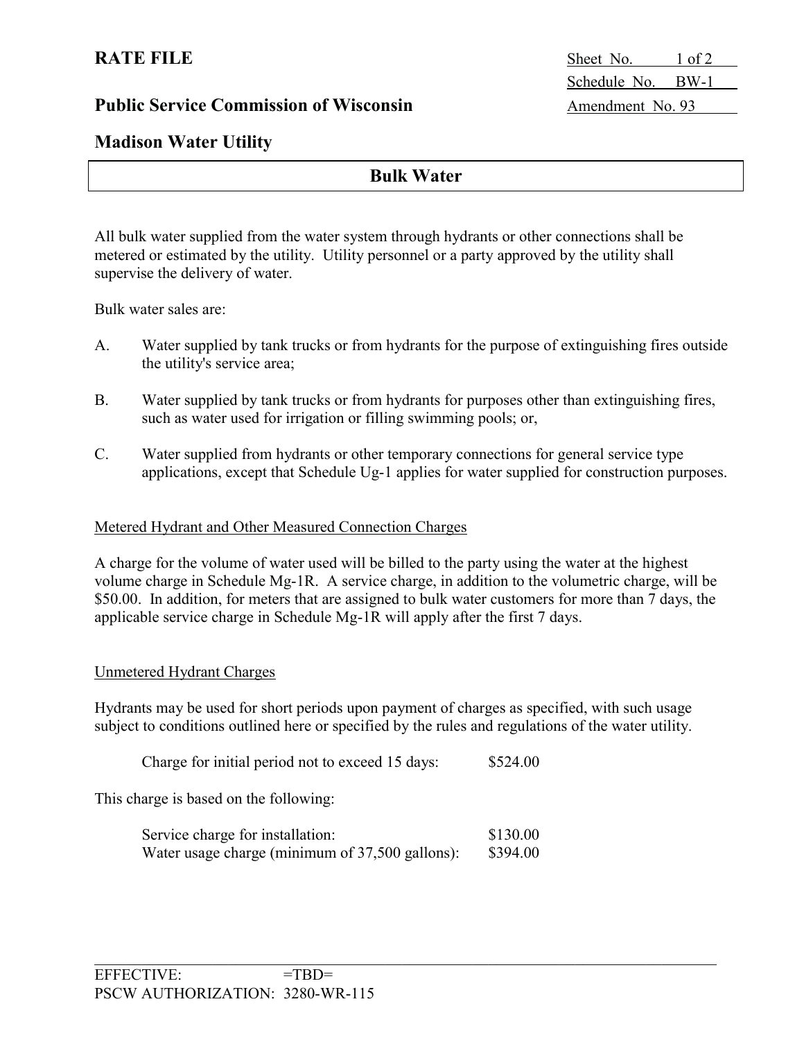# RATE FILE

Sheet No. 1 of 2
Schedule No. BW-1
Amendment No. 93

## Public Service Commission of Wisconsin

## Madison Water Utility

## Bulk Water

All bulk water supplied from the water system through hydrants or other connections shall be metered or estimated by the utility. Utility personnel or a party approved by the utility shall supervise the delivery of water.

Bulk water sales are:

A. Water supplied by tank trucks or from hydrants for the purpose of extinguishing fires outside the utility's service area;

B. Water supplied by tank trucks or from hydrants for purposes other than extinguishing fires, such as water used for irrigation or filling swimming pools; or,

C. Water supplied from hydrants or other temporary connections for general service type applications, except that Schedule Ug-1 applies for water supplied for construction purposes.

### Metered Hydrant and Other Measured Connection Charges

A charge for the volume of water used will be billed to the party using the water at the highest volume charge in Schedule Mg-1R. A service charge, in addition to the volumetric charge, will be $50.00. In addition, for meters that are assigned to bulk water customers for more than 7 days, the applicable service charge in Schedule Mg-1R will apply after the first 7 days.

### Unmetered Hydrant Charges

Hydrants may be used for short periods upon payment of charges as specified, with such usage subject to conditions outlined here or specified by the rules and regulations of the water utility.

| | |
|---|---|
| Charge for initial period not to exceed 15 days: | $524.00 |

This charge is based on the following:

| | |
|---|---|
| Service charge for installation: | $130.00 |
| Water usage charge (minimum of 37,500 gallons): | $394.00 |

EFFECTIVE: =TBD=
PSCW AUTHORIZATION: 3280-WR-115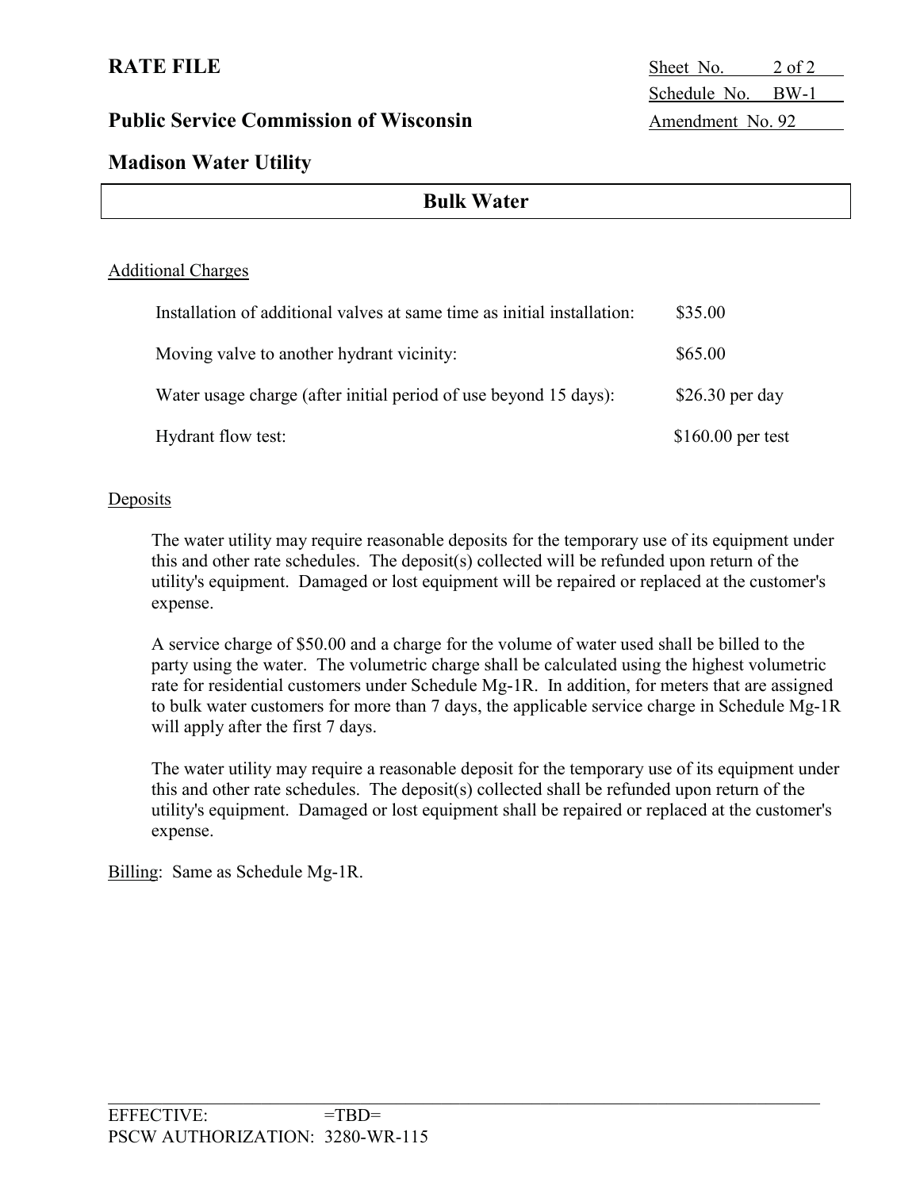# RATE FILE

Sheet No. 2 of 2
Schedule No. BW-1
Amendment No. 92

## Public Service Commission of Wisconsin

## Madison Water Utility

## Bulk Water

Additional Charges

| | |
|---|---|
| Installation of additional valves at same time as initial installation: | $35.00 |
| Moving valve to another hydrant vicinity: | $65.00 |
| Water usage charge (after initial period of use beyond 15 days): | $26.30 per day |
| Hydrant flow test: | $160.00 per test |

Deposits

The water utility may require reasonable deposits for the temporary use of its equipment under this and other rate schedules. The deposit(s) collected will be refunded upon return of the utility's equipment. Damaged or lost equipment will be repaired or replaced at the customer's expense.

A service charge of $50.00 and a charge for the volume of water used shall be billed to the party using the water. The volumetric charge shall be calculated using the highest volumetric rate for residential customers under Schedule Mg-1R. In addition, for meters that are assigned to bulk water customers for more than 7 days, the applicable service charge in Schedule Mg-1R will apply after the first 7 days.

The water utility may require a reasonable deposit for the temporary use of its equipment under this and other rate schedules. The deposit(s) collected shall be refunded upon return of the utility's equipment. Damaged or lost equipment shall be repaired or replaced at the customer's expense.

Billing: Same as Schedule Mg-1R.

EFFECTIVE: =TBD=
PSCW AUTHORIZATION: 3280-WR-115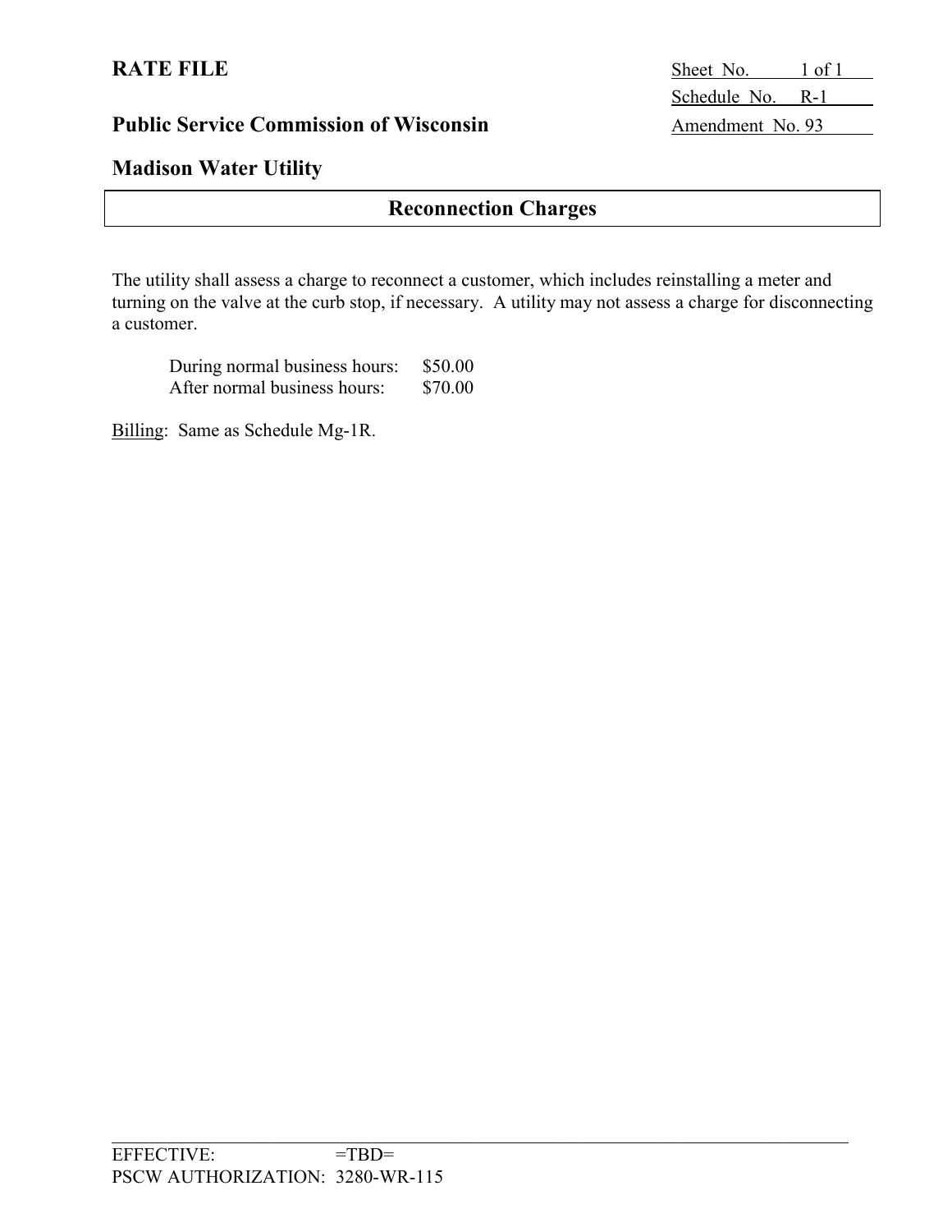**RATE FILE**

Sheet No. 1 of 1
Schedule No. R-1
Amendment No. 93

**Public Service Commission of Wisconsin**

**Madison Water Utility**

## Reconnection Charges

The utility shall assess a charge to reconnect a customer, which includes reinstalling a meter and turning on the valve at the curb stop, if necessary. A utility may not assess a charge for disconnecting a customer.

| | |
|---|---|
| During normal business hours: | $50.00 |
| After normal business hours: | $70.00 |

Billing: Same as Schedule Mg-1R.

EFFECTIVE: =TBD=
PSCW AUTHORIZATION: 3280-WR-115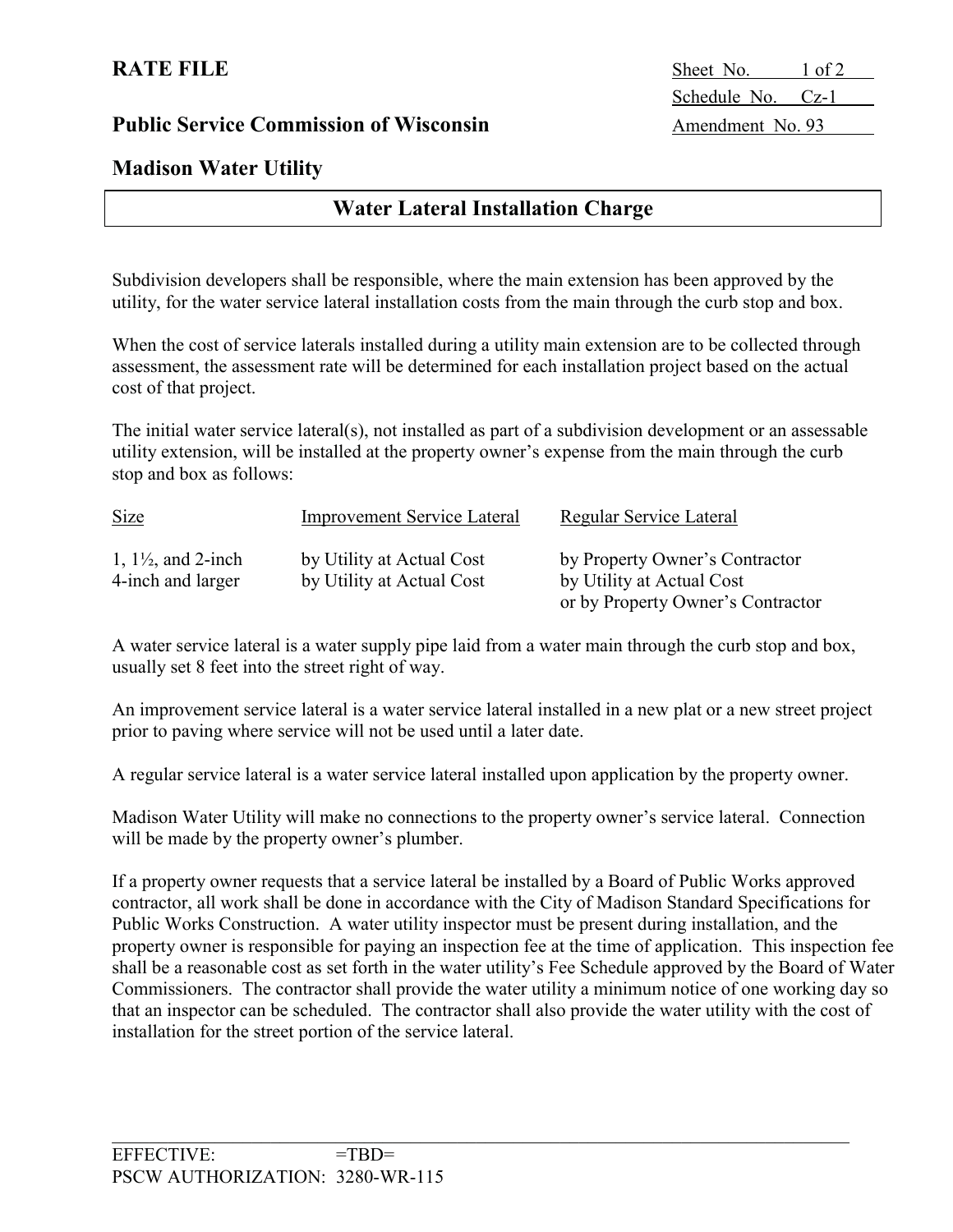**RATE FILE**

Sheet No. 1 of 2
Schedule No. Cz-1
Amendment No. 93

**Public Service Commission of Wisconsin**

**Madison Water Utility**

## Water Lateral Installation Charge

Subdivision developers shall be responsible, where the main extension has been approved by the utility, for the water service lateral installation costs from the main through the curb stop and box.

When the cost of service laterals installed during a utility main extension are to be collected through assessment, the assessment rate will be determined for each installation project based on the actual cost of that project.

The initial water service lateral(s), not installed as part of a subdivision development or an assessable utility extension, will be installed at the property owner's expense from the main through the curb stop and box as follows:

| Size | Improvement Service Lateral | Regular Service Lateral |
|---|---|---|
| 1, 1½, and 2-inch | by Utility at Actual Cost | by Property Owner's Contractor |
| 4-inch and larger | by Utility at Actual Cost | by Utility at Actual Cost or by Property Owner's Contractor |

A water service lateral is a water supply pipe laid from a water main through the curb stop and box, usually set 8 feet into the street right of way.

An improvement service lateral is a water service lateral installed in a new plat or a new street project prior to paving where service will not be used until a later date.

A regular service lateral is a water service lateral installed upon application by the property owner.

Madison Water Utility will make no connections to the property owner's service lateral. Connection will be made by the property owner's plumber.

If a property owner requests that a service lateral be installed by a Board of Public Works approved contractor, all work shall be done in accordance with the City of Madison Standard Specifications for Public Works Construction. A water utility inspector must be present during installation, and the property owner is responsible for paying an inspection fee at the time of application. This inspection fee shall be a reasonable cost as set forth in the water utility's Fee Schedule approved by the Board of Water Commissioners. The contractor shall provide the water utility a minimum notice of one working day so that an inspector can be scheduled. The contractor shall also provide the water utility with the cost of installation for the street portion of the service lateral.

EFFECTIVE: =TBD=
PSCW AUTHORIZATION: 3280-WR-115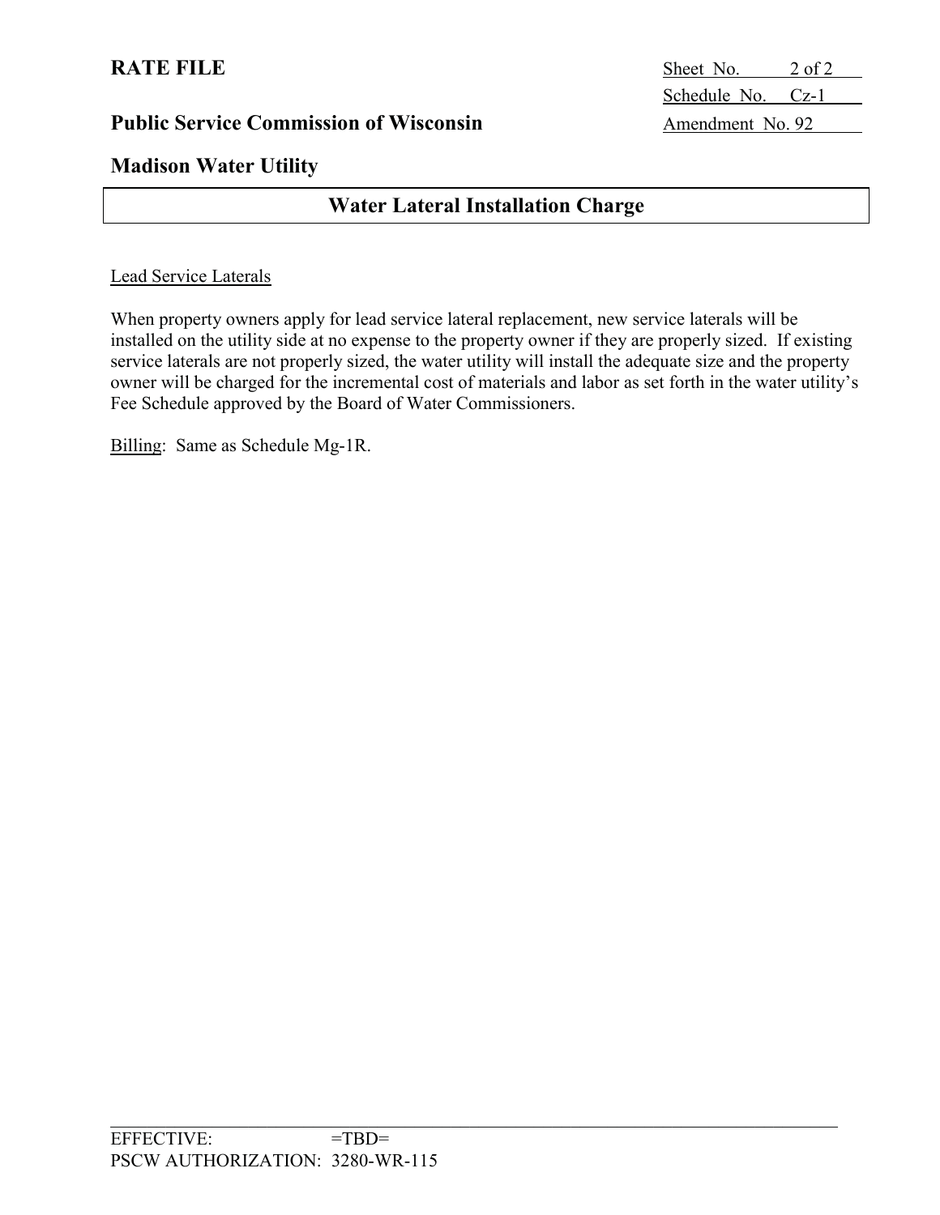**RATE FILE**

Sheet No. 2 of 2
Schedule No. Cz-1
Amendment No. 92

**Public Service Commission of Wisconsin**

**Madison Water Utility**

## Water Lateral Installation Charge

Lead Service Laterals

When property owners apply for lead service lateral replacement, new service laterals will be installed on the utility side at no expense to the property owner if they are properly sized. If existing service laterals are not properly sized, the water utility will install the adequate size and the property owner will be charged for the incremental cost of materials and labor as set forth in the water utility's Fee Schedule approved by the Board of Water Commissioners.

Billing: Same as Schedule Mg-1R.

EFFECTIVE: =TBD=
PSCW AUTHORIZATION: 3280-WR-115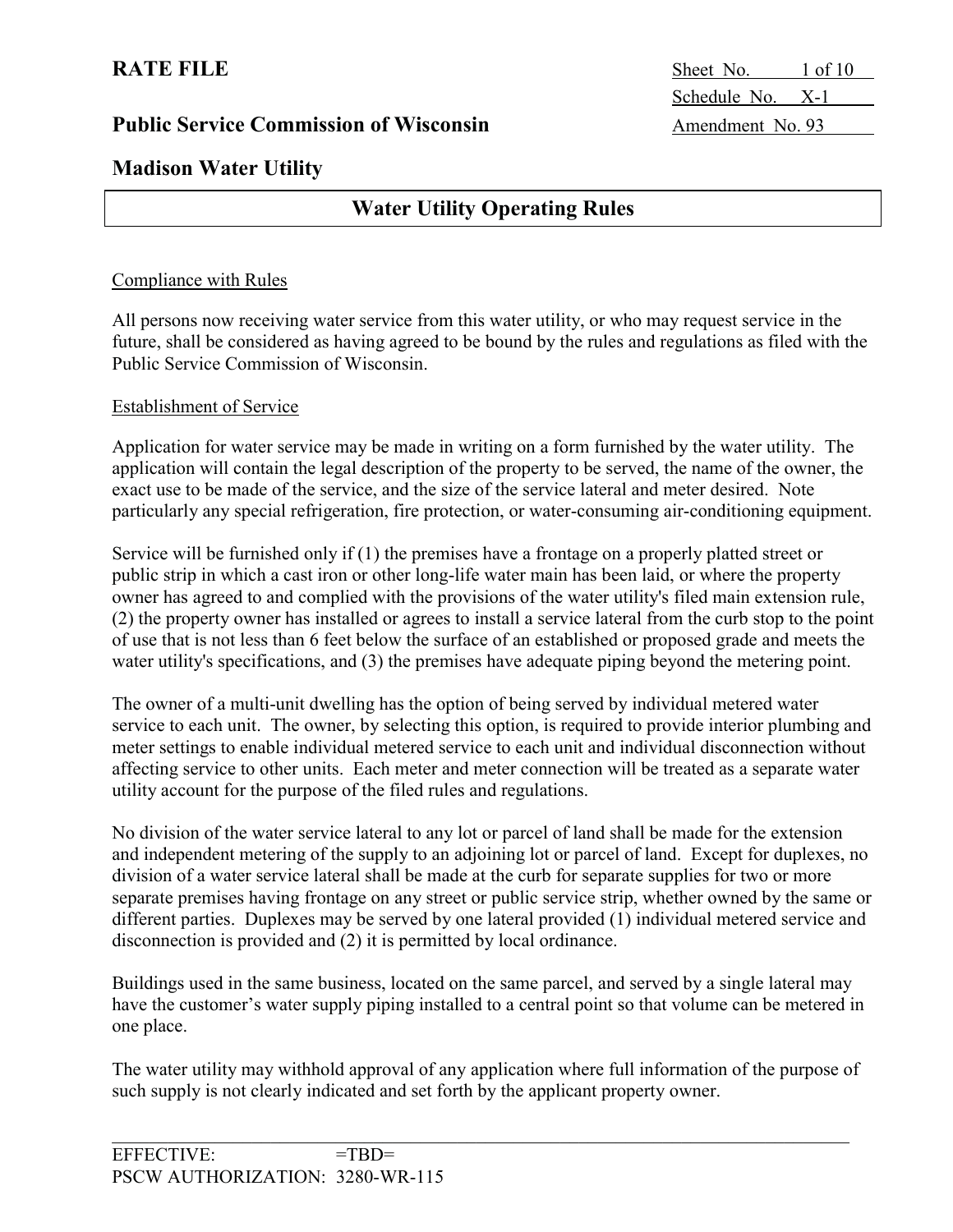**RATE FILE**

**Public Service Commission of Wisconsin**

**Madison Water Utility**

Sheet No. 1 of 10
Schedule No. X-1
Amendment No. 93

## Water Utility Operating Rules

### Compliance with Rules

All persons now receiving water service from this water utility, or who may request service in the future, shall be considered as having agreed to be bound by the rules and regulations as filed with the Public Service Commission of Wisconsin.

### Establishment of Service

Application for water service may be made in writing on a form furnished by the water utility. The application will contain the legal description of the property to be served, the name of the owner, the exact use to be made of the service, and the size of the service lateral and meter desired. Note particularly any special refrigeration, fire protection, or water-consuming air-conditioning equipment.

Service will be furnished only if (1) the premises have a frontage on a properly platted street or public strip in which a cast iron or other long-life water main has been laid, or where the property owner has agreed to and complied with the provisions of the water utility's filed main extension rule, (2) the property owner has installed or agrees to install a service lateral from the curb stop to the point of use that is not less than 6 feet below the surface of an established or proposed grade and meets the water utility's specifications, and (3) the premises have adequate piping beyond the metering point.

The owner of a multi-unit dwelling has the option of being served by individual metered water service to each unit. The owner, by selecting this option, is required to provide interior plumbing and meter settings to enable individual metered service to each unit and individual disconnection without affecting service to other units. Each meter and meter connection will be treated as a separate water utility account for the purpose of the filed rules and regulations.

No division of the water service lateral to any lot or parcel of land shall be made for the extension and independent metering of the supply to an adjoining lot or parcel of land. Except for duplexes, no division of a water service lateral shall be made at the curb for separate supplies for two or more separate premises having frontage on any street or public service strip, whether owned by the same or different parties. Duplexes may be served by one lateral provided (1) individual metered service and disconnection is provided and (2) it is permitted by local ordinance.

Buildings used in the same business, located on the same parcel, and served by a single lateral may have the customer's water supply piping installed to a central point so that volume can be metered in one place.

The water utility may withhold approval of any application where full information of the purpose of such supply is not clearly indicated and set forth by the applicant property owner.

EFFECTIVE: =TBD=
PSCW AUTHORIZATION: 3280-WR-115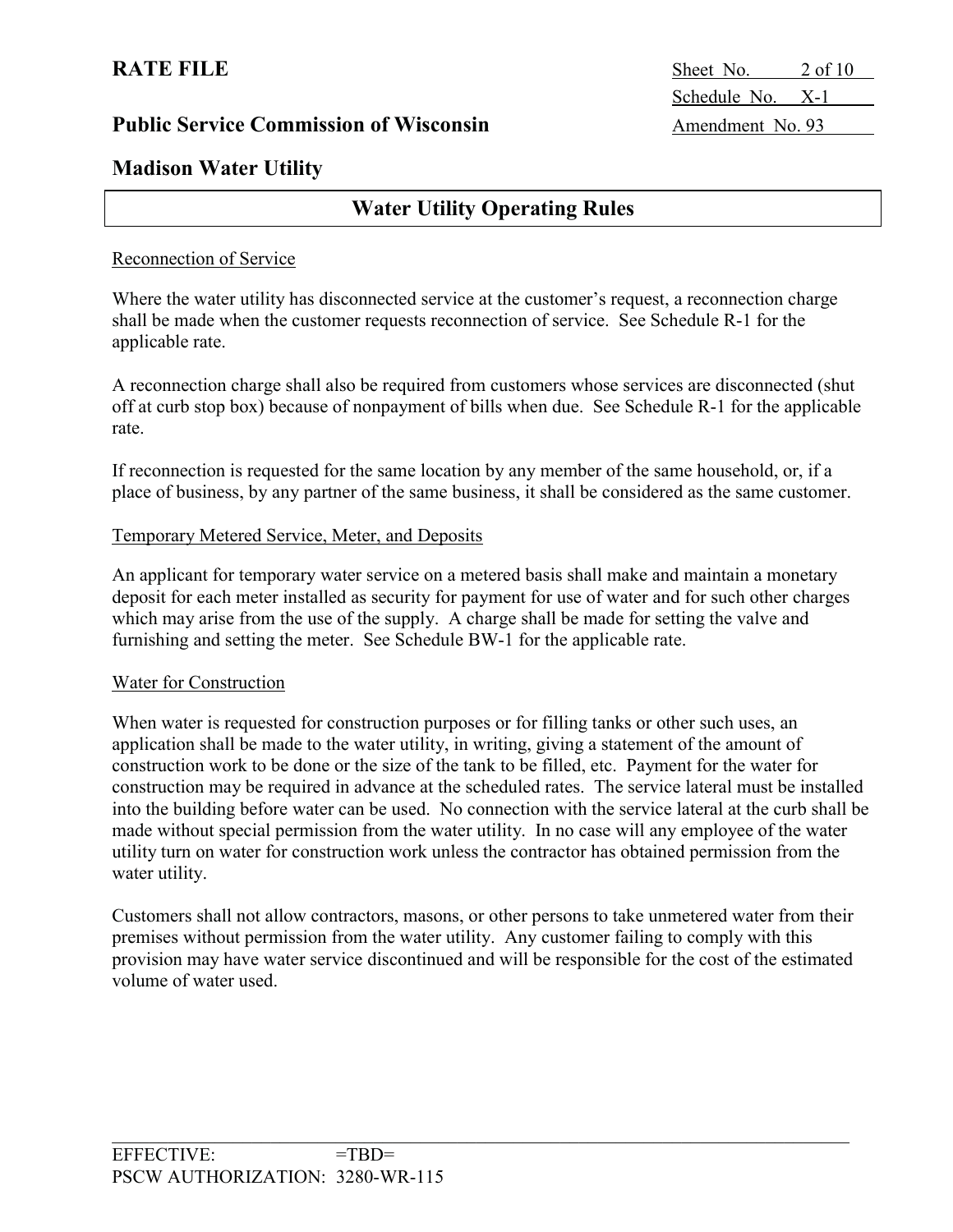**RATE FILE**

**Public Service Commission of Wisconsin**

**Madison Water Utility**

Sheet No. 2 of 10
Schedule No. X-1
Amendment No. 93

## Water Utility Operating Rules

Reconnection of Service

Where the water utility has disconnected service at the customer's request, a reconnection charge shall be made when the customer requests reconnection of service. See Schedule R-1 for the applicable rate.

A reconnection charge shall also be required from customers whose services are disconnected (shut off at curb stop box) because of nonpayment of bills when due. See Schedule R-1 for the applicable rate.

If reconnection is requested for the same location by any member of the same household, or, if a place of business, by any partner of the same business, it shall be considered as the same customer.

Temporary Metered Service, Meter, and Deposits

An applicant for temporary water service on a metered basis shall make and maintain a monetary deposit for each meter installed as security for payment for use of water and for such other charges which may arise from the use of the supply. A charge shall be made for setting the valve and furnishing and setting the meter. See Schedule BW-1 for the applicable rate.

Water for Construction

When water is requested for construction purposes or for filling tanks or other such uses, an application shall be made to the water utility, in writing, giving a statement of the amount of construction work to be done or the size of the tank to be filled, etc. Payment for the water for construction may be required in advance at the scheduled rates. The service lateral must be installed into the building before water can be used. No connection with the service lateral at the curb shall be made without special permission from the water utility. In no case will any employee of the water utility turn on water for construction work unless the contractor has obtained permission from the water utility.

Customers shall not allow contractors, masons, or other persons to take unmetered water from their premises without permission from the water utility. Any customer failing to comply with this provision may have water service discontinued and will be responsible for the cost of the estimated volume of water used.

EFFECTIVE: =TBD=
PSCW AUTHORIZATION: 3280-WR-115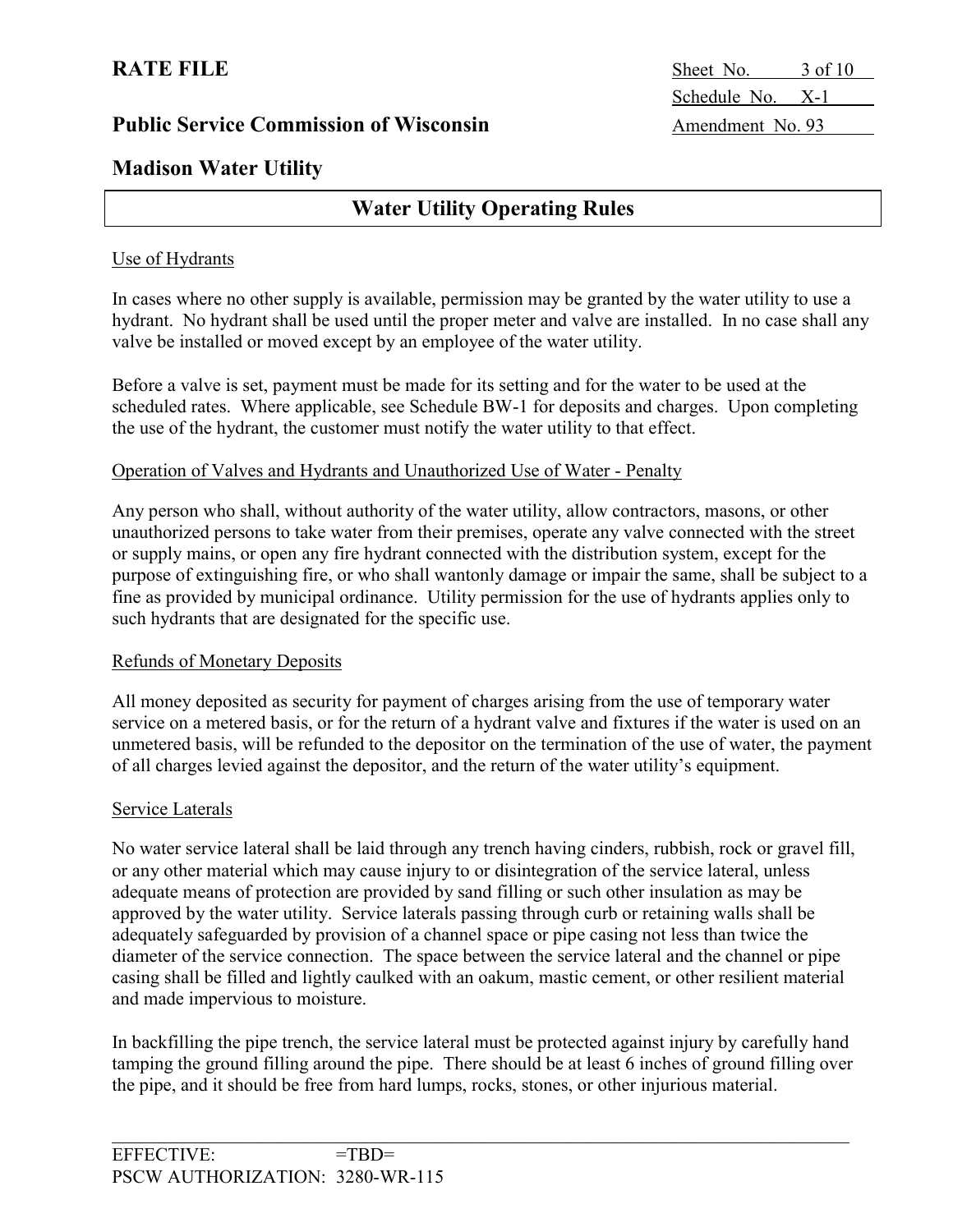## Water Utility Operating Rules

### Use of Hydrants

In cases where no other supply is available, permission may be granted by the water utility to use a hydrant. No hydrant shall be used until the proper meter and valve are installed. In no case shall any valve be installed or moved except by an employee of the water utility.

Before a valve is set, payment must be made for its setting and for the water to be used at the scheduled rates. Where applicable, see Schedule BW-1 for deposits and charges. Upon completing the use of the hydrant, the customer must notify the water utility to that effect.

### Operation of Valves and Hydrants and Unauthorized Use of Water - Penalty

Any person who shall, without authority of the water utility, allow contractors, masons, or other unauthorized persons to take water from their premises, operate any valve connected with the street or supply mains, or open any fire hydrant connected with the distribution system, except for the purpose of extinguishing fire, or who shall wantonly damage or impair the same, shall be subject to a fine as provided by municipal ordinance. Utility permission for the use of hydrants applies only to such hydrants that are designated for the specific use.

### Refunds of Monetary Deposits

All money deposited as security for payment of charges arising from the use of temporary water service on a metered basis, or for the return of a hydrant valve and fixtures if the water is used on an unmetered basis, will be refunded to the depositor on the termination of the use of water, the payment of all charges levied against the depositor, and the return of the water utility's equipment.

### Service Laterals

No water service lateral shall be laid through any trench having cinders, rubbish, rock or gravel fill, or any other material which may cause injury to or disintegration of the service lateral, unless adequate means of protection are provided by sand filling or such other insulation as may be approved by the water utility. Service laterals passing through curb or retaining walls shall be adequately safeguarded by provision of a channel space or pipe casing not less than twice the diameter of the service connection. The space between the service lateral and the channel or pipe casing shall be filled and lightly caulked with an oakum, mastic cement, or other resilient material and made impervious to moisture.

In backfilling the pipe trench, the service lateral must be protected against injury by carefully hand tamping the ground filling around the pipe. There should be at least 6 inches of ground filling over the pipe, and it should be free from hard lumps, rocks, stones, or other injurious material.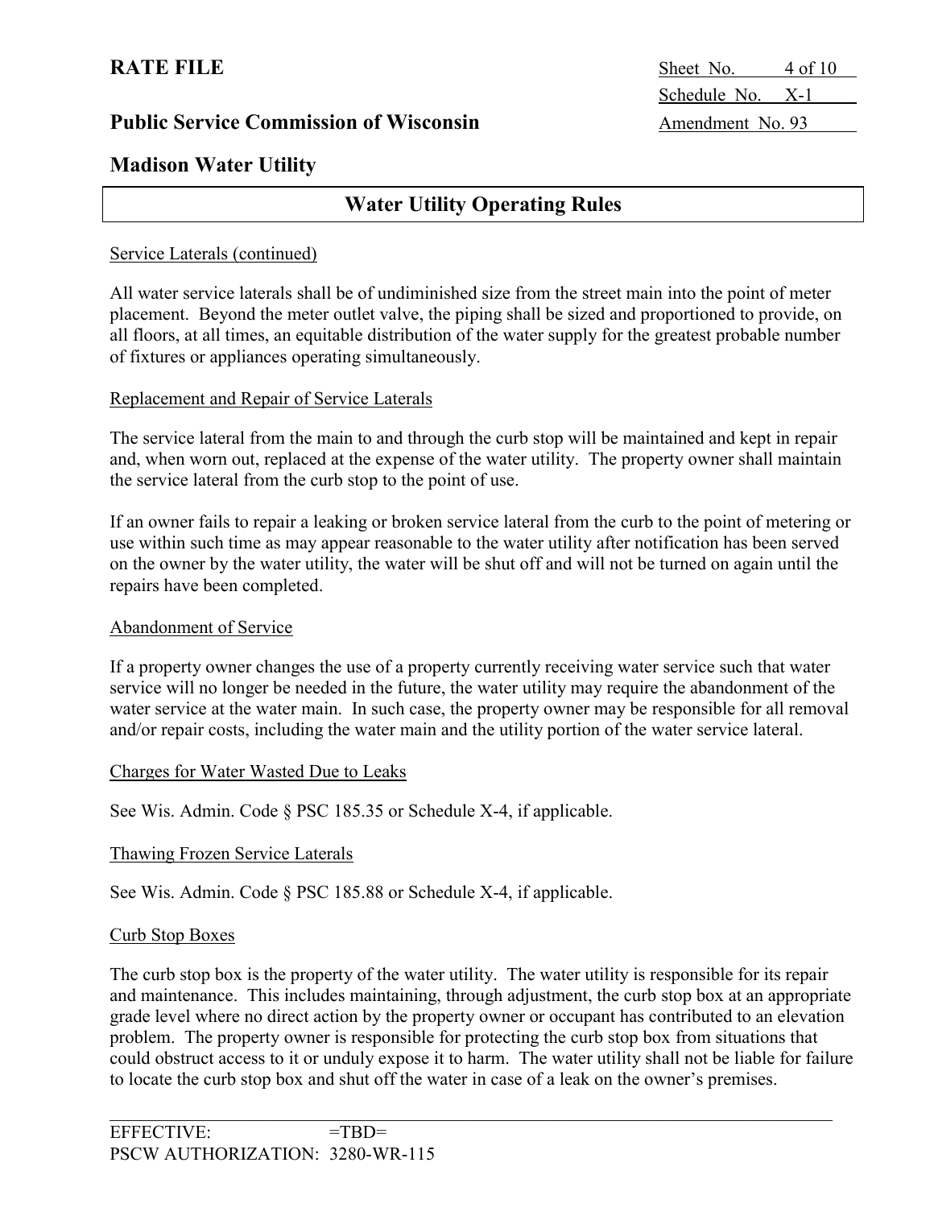## Water Utility Operating Rules

Service Laterals (continued)

All water service laterals shall be of undiminished size from the street main into the point of meter placement. Beyond the meter outlet valve, the piping shall be sized and proportioned to provide, on all floors, at all times, an equitable distribution of the water supply for the greatest probable number of fixtures or appliances operating simultaneously.

Replacement and Repair of Service Laterals

The service lateral from the main to and through the curb stop will be maintained and kept in repair and, when worn out, replaced at the expense of the water utility. The property owner shall maintain the service lateral from the curb stop to the point of use.

If an owner fails to repair a leaking or broken service lateral from the curb to the point of metering or use within such time as may appear reasonable to the water utility after notification has been served on the owner by the water utility, the water will be shut off and will not be turned on again until the repairs have been completed.

Abandonment of Service

If a property owner changes the use of a property currently receiving water service such that water service will no longer be needed in the future, the water utility may require the abandonment of the water service at the water main. In such case, the property owner may be responsible for all removal and/or repair costs, including the water main and the utility portion of the water service lateral.

Charges for Water Wasted Due to Leaks

See Wis. Admin. Code § PSC 185.35 or Schedule X-4, if applicable.

Thawing Frozen Service Laterals

See Wis. Admin. Code § PSC 185.88 or Schedule X-4, if applicable.

Curb Stop Boxes

The curb stop box is the property of the water utility. The water utility is responsible for its repair and maintenance. This includes maintaining, through adjustment, the curb stop box at an appropriate grade level where no direct action by the property owner or occupant has contributed to an elevation problem. The property owner is responsible for protecting the curb stop box from situations that could obstruct access to it or unduly expose it to harm. The water utility shall not be liable for failure to locate the curb stop box and shut off the water in case of a leak on the owner's premises.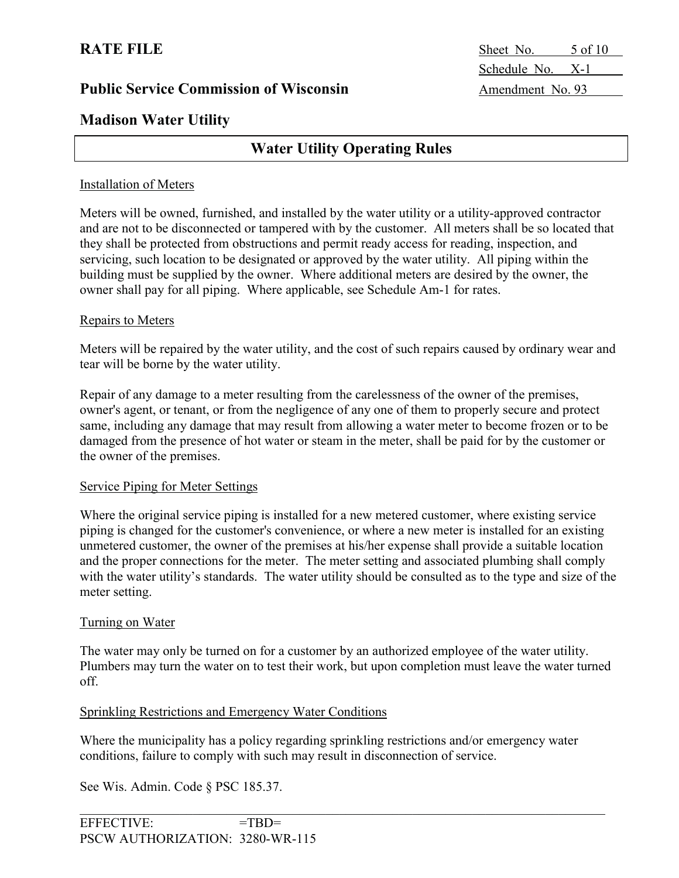**RATE FILE**

**Public Service Commission of Wisconsin**

Sheet No. 5 of 10
Schedule No. X-1
Amendment No. 93

**Madison Water Utility**

## Water Utility Operating Rules

Installation of Meters

Meters will be owned, furnished, and installed by the water utility or a utility-approved contractor and are not to be disconnected or tampered with by the customer. All meters shall be so located that they shall be protected from obstructions and permit ready access for reading, inspection, and servicing, such location to be designated or approved by the water utility. All piping within the building must be supplied by the owner. Where additional meters are desired by the owner, the owner shall pay for all piping. Where applicable, see Schedule Am-1 for rates.

Repairs to Meters

Meters will be repaired by the water utility, and the cost of such repairs caused by ordinary wear and tear will be borne by the water utility.

Repair of any damage to a meter resulting from the carelessness of the owner of the premises, owner's agent, or tenant, or from the negligence of any one of them to properly secure and protect same, including any damage that may result from allowing a water meter to become frozen or to be damaged from the presence of hot water or steam in the meter, shall be paid for by the customer or the owner of the premises.

Service Piping for Meter Settings

Where the original service piping is installed for a new metered customer, where existing service piping is changed for the customer's convenience, or where a new meter is installed for an existing unmetered customer, the owner of the premises at his/her expense shall provide a suitable location and the proper connections for the meter. The meter setting and associated plumbing shall comply with the water utility's standards. The water utility should be consulted as to the type and size of the meter setting.

Turning on Water

The water may only be turned on for a customer by an authorized employee of the water utility. Plumbers may turn the water on to test their work, but upon completion must leave the water turned off.

Sprinkling Restrictions and Emergency Water Conditions

Where the municipality has a policy regarding sprinkling restrictions and/or emergency water conditions, failure to comply with such may result in disconnection of service.

See Wis. Admin. Code § PSC 185.37.

EFFECTIVE: =TBD=
PSCW AUTHORIZATION: 3280-WR-115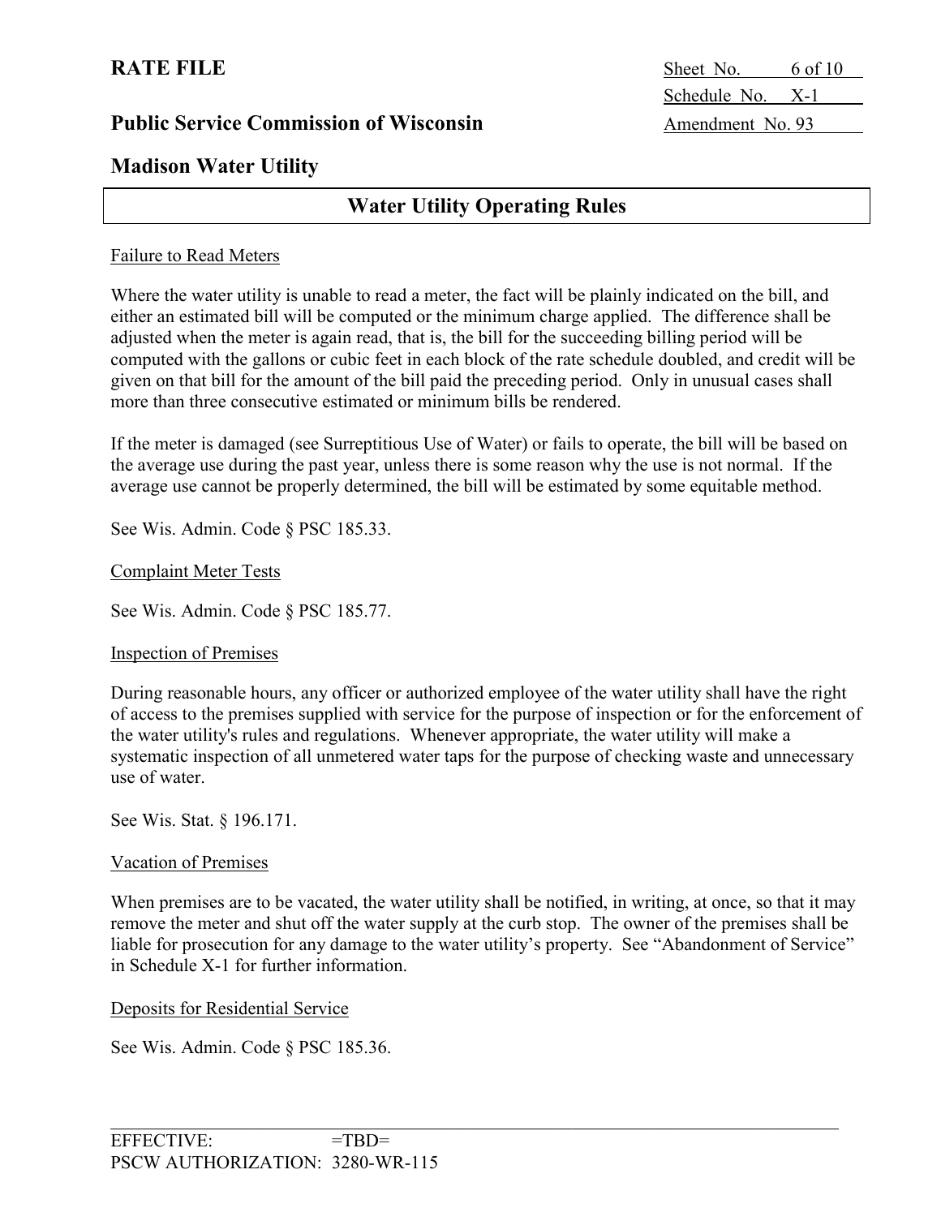# Water Utility Operating Rules

## Failure to Read Meters

Where the water utility is unable to read a meter, the fact will be plainly indicated on the bill, and either an estimated bill will be computed or the minimum charge applied. The difference shall be adjusted when the meter is again read, that is, the bill for the succeeding billing period will be computed with the gallons or cubic feet in each block of the rate schedule doubled, and credit will be given on that bill for the amount of the bill paid the preceding period. Only in unusual cases shall more than three consecutive estimated or minimum bills be rendered.

If the meter is damaged (see Surreptitious Use of Water) or fails to operate, the bill will be based on the average use during the past year, unless there is some reason why the use is not normal. If the average use cannot be properly determined, the bill will be estimated by some equitable method.

See Wis. Admin. Code § PSC 185.33.

## Complaint Meter Tests

See Wis. Admin. Code § PSC 185.77.

## Inspection of Premises

During reasonable hours, any officer or authorized employee of the water utility shall have the right of access to the premises supplied with service for the purpose of inspection or for the enforcement of the water utility's rules and regulations. Whenever appropriate, the water utility will make a systematic inspection of all unmetered water taps for the purpose of checking waste and unnecessary use of water.

See Wis. Stat. § 196.171.

## Vacation of Premises

When premises are to be vacated, the water utility shall be notified, in writing, at once, so that it may remove the meter and shut off the water supply at the curb stop. The owner of the premises shall be liable for prosecution for any damage to the water utility's property. See "Abandonment of Service" in Schedule X-1 for further information.

## Deposits for Residential Service

See Wis. Admin. Code § PSC 185.36.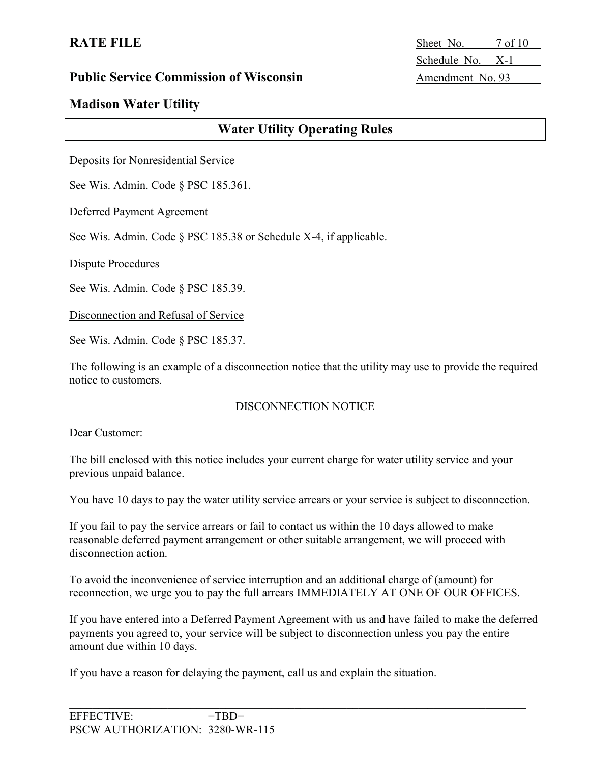**RATE FILE**

**Public Service Commission of Wisconsin**

**Madison Water Utility**

Sheet No. 7 of 10
Schedule No. X-1
Amendment No. 93

## Water Utility Operating Rules

Deposits for Nonresidential Service

See Wis. Admin. Code § PSC 185.361.

Deferred Payment Agreement

See Wis. Admin. Code § PSC 185.38 or Schedule X-4, if applicable.

Dispute Procedures

See Wis. Admin. Code § PSC 185.39.

Disconnection and Refusal of Service

See Wis. Admin. Code § PSC 185.37.

The following is an example of a disconnection notice that the utility may use to provide the required notice to customers.

DISCONNECTION NOTICE

Dear Customer:

The bill enclosed with this notice includes your current charge for water utility service and your previous unpaid balance.

You have 10 days to pay the water utility service arrears or your service is subject to disconnection.

If you fail to pay the service arrears or fail to contact us within the 10 days allowed to make reasonable deferred payment arrangement or other suitable arrangement, we will proceed with disconnection action.

To avoid the inconvenience of service interruption and an additional charge of (amount) for reconnection, we urge you to pay the full arrears IMMEDIATELY AT ONE OF OUR OFFICES.

If you have entered into a Deferred Payment Agreement with us and have failed to make the deferred payments you agreed to, your service will be subject to disconnection unless you pay the entire amount due within 10 days.

If you have a reason for delaying the payment, call us and explain the situation.

EFFECTIVE: =TBD=
PSCW AUTHORIZATION: 3280-WR-115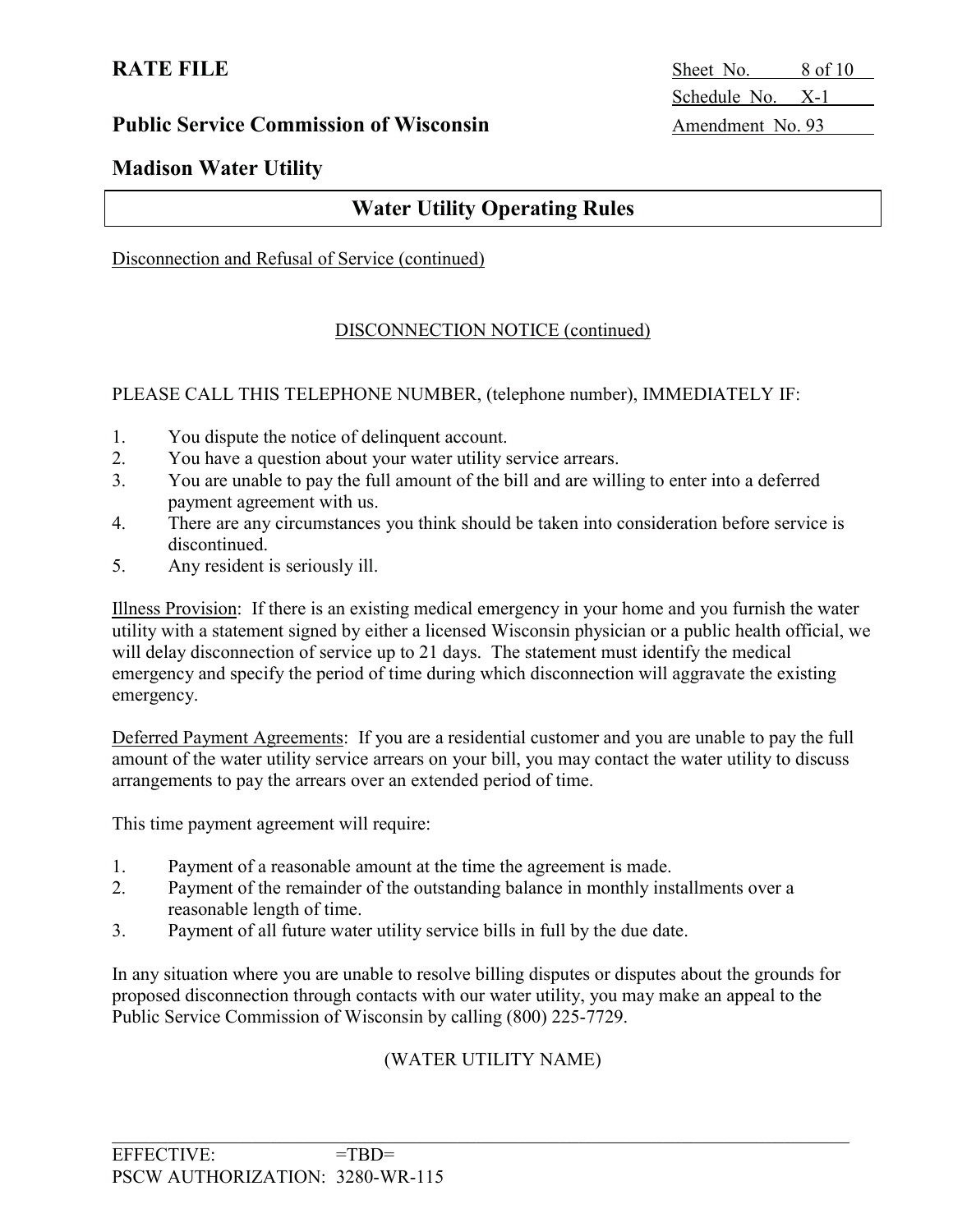## Water Utility Operating Rules

Disconnection and Refusal of Service (continued)

DISCONNECTION NOTICE (continued)

PLEASE CALL THIS TELEPHONE NUMBER, (telephone number), IMMEDIATELY IF:

1. You dispute the notice of delinquent account.
2. You have a question about your water utility service arrears.
3. You are unable to pay the full amount of the bill and are willing to enter into a deferred payment agreement with us.
4. There are any circumstances you think should be taken into consideration before service is discontinued.
5. Any resident is seriously ill.

Illness Provision: If there is an existing medical emergency in your home and you furnish the water utility with a statement signed by either a licensed Wisconsin physician or a public health official, we will delay disconnection of service up to 21 days. The statement must identify the medical emergency and specify the period of time during which disconnection will aggravate the existing emergency.

Deferred Payment Agreements: If you are a residential customer and you are unable to pay the full amount of the water utility service arrears on your bill, you may contact the water utility to discuss arrangements to pay the arrears over an extended period of time.

This time payment agreement will require:

1. Payment of a reasonable amount at the time the agreement is made.
2. Payment of the remainder of the outstanding balance in monthly installments over a reasonable length of time.
3. Payment of all future water utility service bills in full by the due date.

In any situation where you are unable to resolve billing disputes or disputes about the grounds for proposed disconnection through contacts with our water utility, you may make an appeal to the Public Service Commission of Wisconsin by calling (800) 225-7729.

(WATER UTILITY NAME)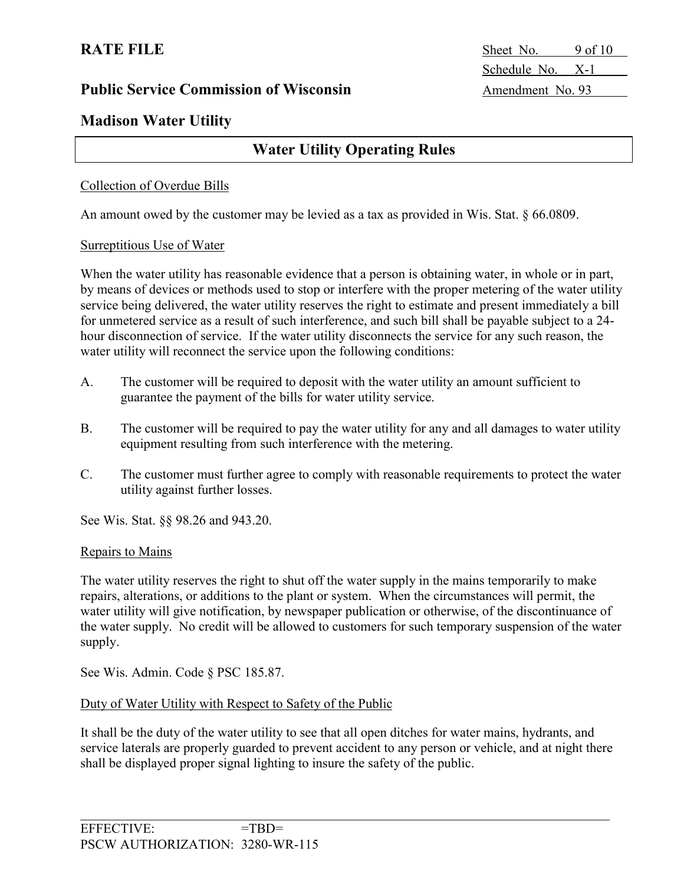## Water Utility Operating Rules

Collection of Overdue Bills

An amount owed by the customer may be levied as a tax as provided in Wis. Stat. § 66.0809.

Surreptitious Use of Water

When the water utility has reasonable evidence that a person is obtaining water, in whole or in part, by means of devices or methods used to stop or interfere with the proper metering of the water utility service being delivered, the water utility reserves the right to estimate and present immediately a bill for unmetered service as a result of such interference, and such bill shall be payable subject to a 24-hour disconnection of service. If the water utility disconnects the service for any such reason, the water utility will reconnect the service upon the following conditions:

A. The customer will be required to deposit with the water utility an amount sufficient to guarantee the payment of the bills for water utility service.

B. The customer will be required to pay the water utility for any and all damages to water utility equipment resulting from such interference with the metering.

C. The customer must further agree to comply with reasonable requirements to protect the water utility against further losses.

See Wis. Stat. §§ 98.26 and 943.20.

Repairs to Mains

The water utility reserves the right to shut off the water supply in the mains temporarily to make repairs, alterations, or additions to the plant or system. When the circumstances will permit, the water utility will give notification, by newspaper publication or otherwise, of the discontinuance of the water supply. No credit will be allowed to customers for such temporary suspension of the water supply.

See Wis. Admin. Code § PSC 185.87.

Duty of Water Utility with Respect to Safety of the Public

It shall be the duty of the water utility to see that all open ditches for water mains, hydrants, and service laterals are properly guarded to prevent accident to any person or vehicle, and at night there shall be displayed proper signal lighting to insure the safety of the public.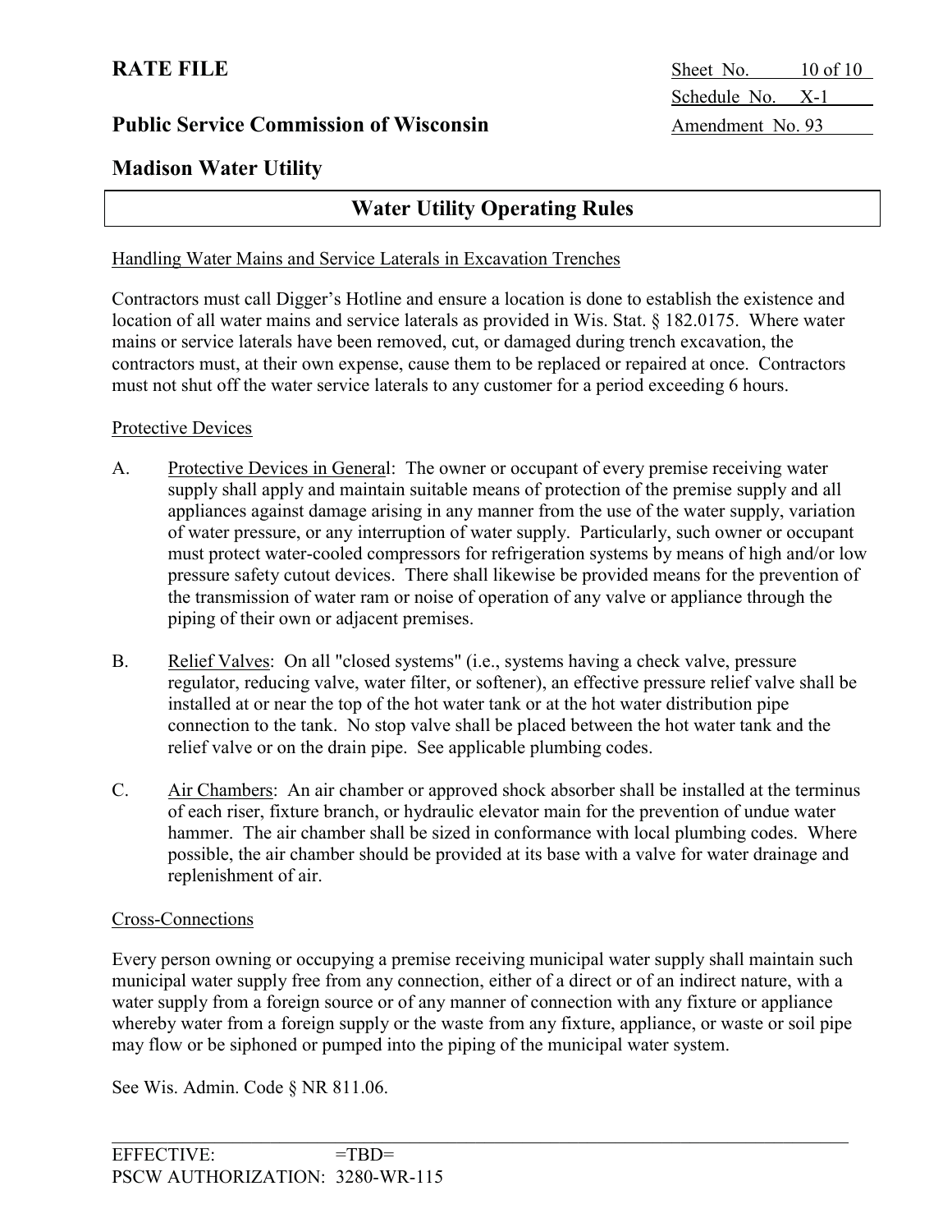## Water Utility Operating Rules

### Handling Water Mains and Service Laterals in Excavation Trenches

Contractors must call Digger's Hotline and ensure a location is done to establish the existence and location of all water mains and service laterals as provided in Wis. Stat. § 182.0175. Where water mains or service laterals have been removed, cut, or damaged during trench excavation, the contractors must, at their own expense, cause them to be replaced or repaired at once. Contractors must not shut off the water service laterals to any customer for a period exceeding 6 hours.

### Protective Devices

A. Protective Devices in General: The owner or occupant of every premise receiving water supply shall apply and maintain suitable means of protection of the premise supply and all appliances against damage arising in any manner from the use of the water supply, variation of water pressure, or any interruption of water supply. Particularly, such owner or occupant must protect water-cooled compressors for refrigeration systems by means of high and/or low pressure safety cutout devices. There shall likewise be provided means for the prevention of the transmission of water ram or noise of operation of any valve or appliance through the piping of their own or adjacent premises.

B. Relief Valves: On all "closed systems" (i.e., systems having a check valve, pressure regulator, reducing valve, water filter, or softener), an effective pressure relief valve shall be installed at or near the top of the hot water tank or at the hot water distribution pipe connection to the tank. No stop valve shall be placed between the hot water tank and the relief valve or on the drain pipe. See applicable plumbing codes.

C. Air Chambers: An air chamber or approved shock absorber shall be installed at the terminus of each riser, fixture branch, or hydraulic elevator main for the prevention of undue water hammer. The air chamber shall be sized in conformance with local plumbing codes. Where possible, the air chamber should be provided at its base with a valve for water drainage and replenishment of air.

### Cross-Connections

Every person owning or occupying a premise receiving municipal water supply shall maintain such municipal water supply free from any connection, either of a direct or of an indirect nature, with a water supply from a foreign source or of any manner of connection with any fixture or appliance whereby water from a foreign supply or the waste from any fixture, appliance, or waste or soil pipe may flow or be siphoned or pumped into the piping of the municipal water system.

See Wis. Admin. Code § NR 811.06.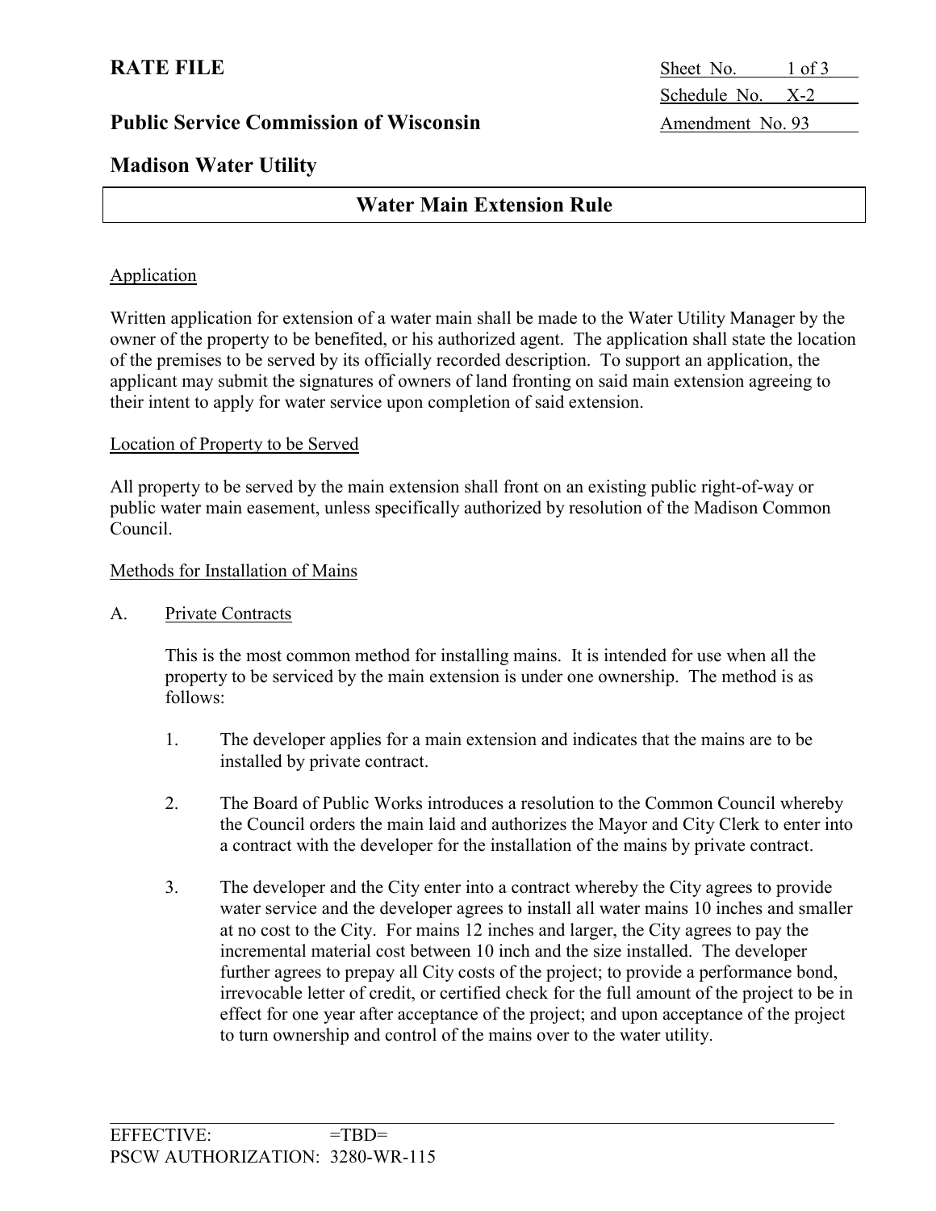**RATE FILE**

**Public Service Commission of Wisconsin**

**Madison Water Utility**

| | |
|---|---|
| Sheet No. | 1 of 3 |
| Schedule No. | X-2 |
| Amendment No. | 93 |

## Water Main Extension Rule

Application

Written application for extension of a water main shall be made to the Water Utility Manager by the owner of the property to be benefited, or his authorized agent. The application shall state the location of the premises to be served by its officially recorded description. To support an application, the applicant may submit the signatures of owners of land fronting on said main extension agreeing to their intent to apply for water service upon completion of said extension.

Location of Property to be Served

All property to be served by the main extension shall front on an existing public right-of-way or public water main easement, unless specifically authorized by resolution of the Madison Common Council.

Methods for Installation of Mains

A. Private Contracts

This is the most common method for installing mains. It is intended for use when all the property to be serviced by the main extension is under one ownership. The method is as follows:

1. The developer applies for a main extension and indicates that the mains are to be installed by private contract.

2. The Board of Public Works introduces a resolution to the Common Council whereby the Council orders the main laid and authorizes the Mayor and City Clerk to enter into a contract with the developer for the installation of the mains by private contract.

3. The developer and the City enter into a contract whereby the City agrees to provide water service and the developer agrees to install all water mains 10 inches and smaller at no cost to the City. For mains 12 inches and larger, the City agrees to pay the incremental material cost between 10 inch and the size installed. The developer further agrees to prepay all City costs of the project; to provide a performance bond, irrevocable letter of credit, or certified check for the full amount of the project to be in effect for one year after acceptance of the project; and upon acceptance of the project to turn ownership and control of the mains over to the water utility.

EFFECTIVE: =TBD=
PSCW AUTHORIZATION: 3280-WR-115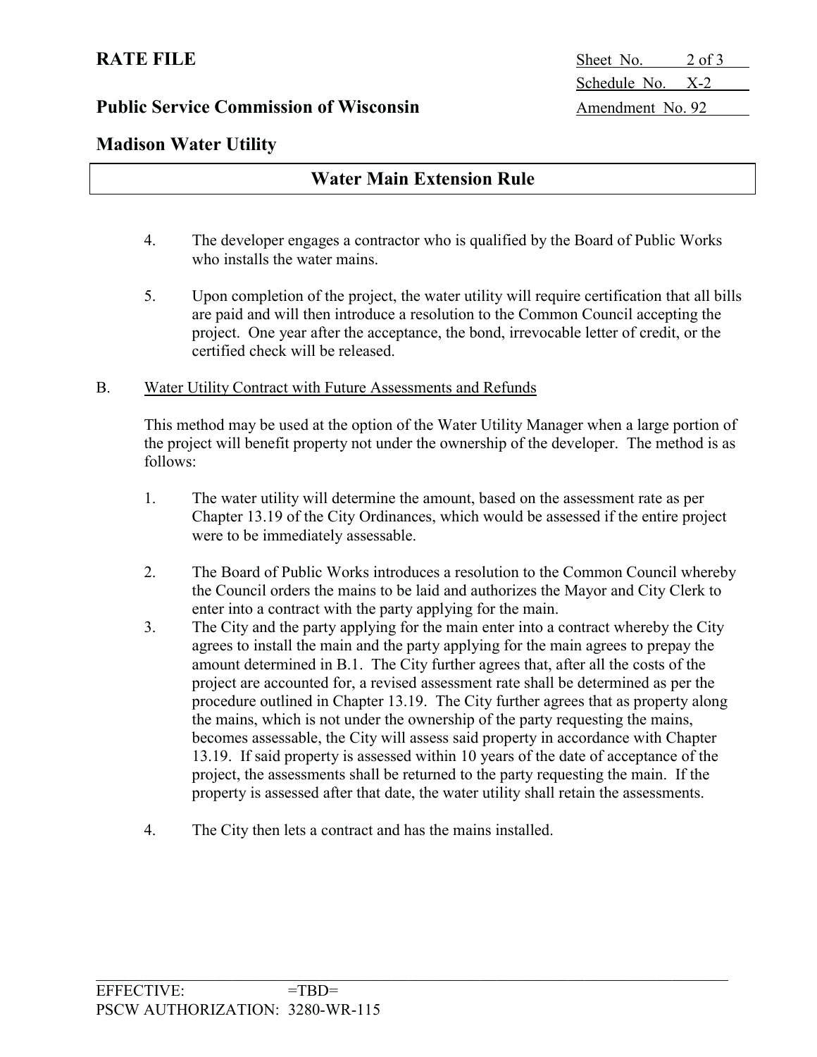# RATE FILE

Sheet No. 2 of 3
Schedule No. X-2
Amendment No. 92

## Public Service Commission of Wisconsin

## Madison Water Utility

## Water Main Extension Rule

4. The developer engages a contractor who is qualified by the Board of Public Works who installs the water mains.

5. Upon completion of the project, the water utility will require certification that all bills are paid and will then introduce a resolution to the Common Council accepting the project. One year after the acceptance, the bond, irrevocable letter of credit, or the certified check will be released.

B. Water Utility Contract with Future Assessments and Refunds

This method may be used at the option of the Water Utility Manager when a large portion of the project will benefit property not under the ownership of the developer. The method is as follows:

1. The water utility will determine the amount, based on the assessment rate as per Chapter 13.19 of the City Ordinances, which would be assessed if the entire project were to be immediately assessable.

2. The Board of Public Works introduces a resolution to the Common Council whereby the Council orders the mains to be laid and authorizes the Mayor and City Clerk to enter into a contract with the party applying for the main.

3. The City and the party applying for the main enter into a contract whereby the City agrees to install the main and the party applying for the main agrees to prepay the amount determined in B.1. The City further agrees that, after all the costs of the project are accounted for, a revised assessment rate shall be determined as per the procedure outlined in Chapter 13.19. The City further agrees that as property along the mains, which is not under the ownership of the party requesting the mains, becomes assessable, the City will assess said property in accordance with Chapter 13.19. If said property is assessed within 10 years of the date of acceptance of the project, the assessments shall be returned to the party requesting the main. If the property is assessed after that date, the water utility shall retain the assessments.

4. The City then lets a contract and has the mains installed.

EFFECTIVE: =TBD=
PSCW AUTHORIZATION: 3280-WR-115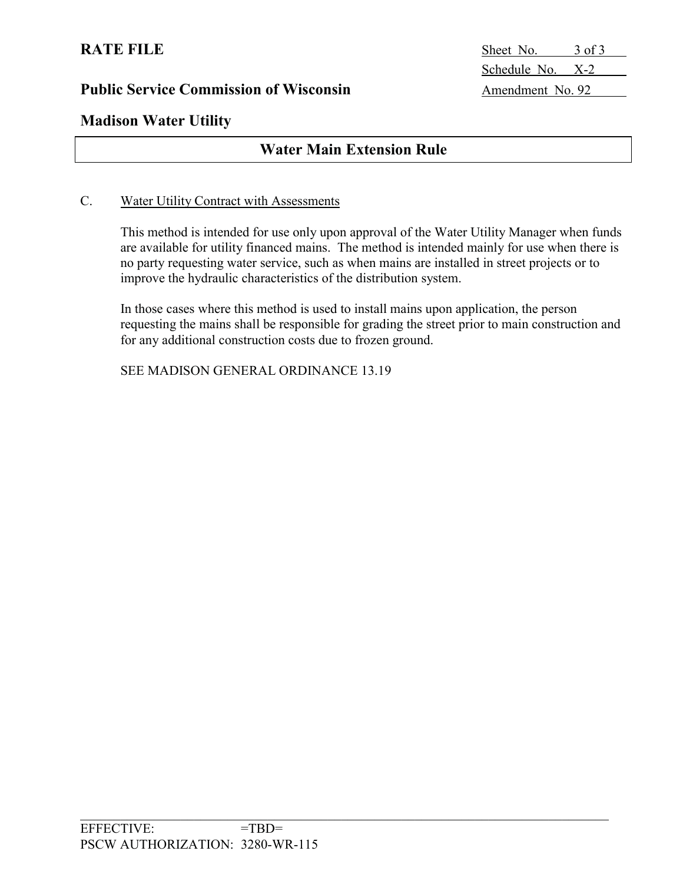# Water Main Extension Rule

C. Water Utility Contract with Assessments

This method is intended for use only upon approval of the Water Utility Manager when funds are available for utility financed mains. The method is intended mainly for use when there is no party requesting water service, such as when mains are installed in street projects or to improve the hydraulic characteristics of the distribution system.

In those cases where this method is used to install mains upon application, the person requesting the mains shall be responsible for grading the street prior to main construction and for any additional construction costs due to frozen ground.

SEE MADISON GENERAL ORDINANCE 13.19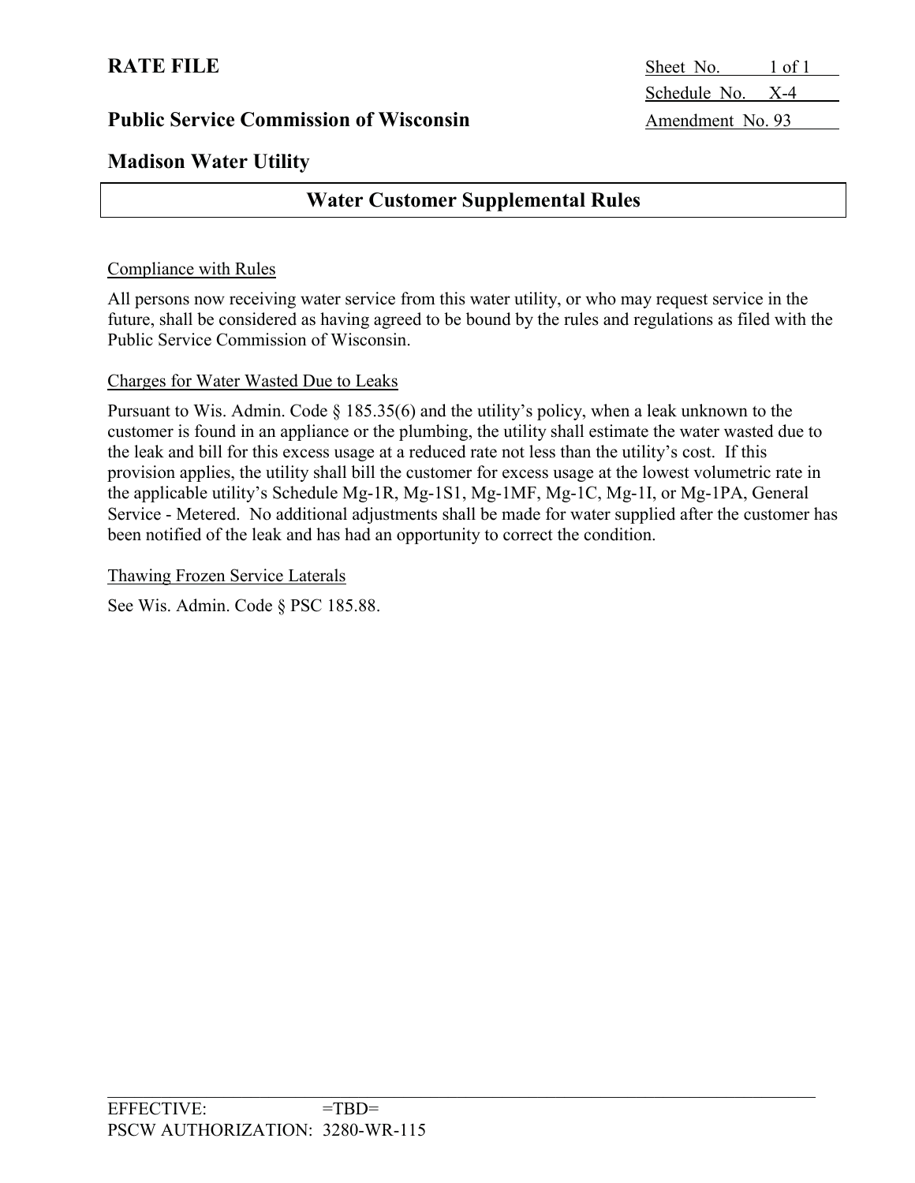**RATE FILE**

Sheet No. 1 of 1
Schedule No. X-4
Amendment No. 93

**Public Service Commission of Wisconsin**

**Madison Water Utility**

## Water Customer Supplemental Rules

Compliance with Rules

All persons now receiving water service from this water utility, or who may request service in the future, shall be considered as having agreed to be bound by the rules and regulations as filed with the Public Service Commission of Wisconsin.

Charges for Water Wasted Due to Leaks

Pursuant to Wis. Admin. Code § 185.35(6) and the utility's policy, when a leak unknown to the customer is found in an appliance or the plumbing, the utility shall estimate the water wasted due to the leak and bill for this excess usage at a reduced rate not less than the utility's cost. If this provision applies, the utility shall bill the customer for excess usage at the lowest volumetric rate in the applicable utility's Schedule Mg-1R, Mg-1S1, Mg-1MF, Mg-1C, Mg-1I, or Mg-1PA, General Service - Metered. No additional adjustments shall be made for water supplied after the customer has been notified of the leak and has had an opportunity to correct the condition.

Thawing Frozen Service Laterals

See Wis. Admin. Code § PSC 185.88.

EFFECTIVE: =TBD=
PSCW AUTHORIZATION: 3280-WR-115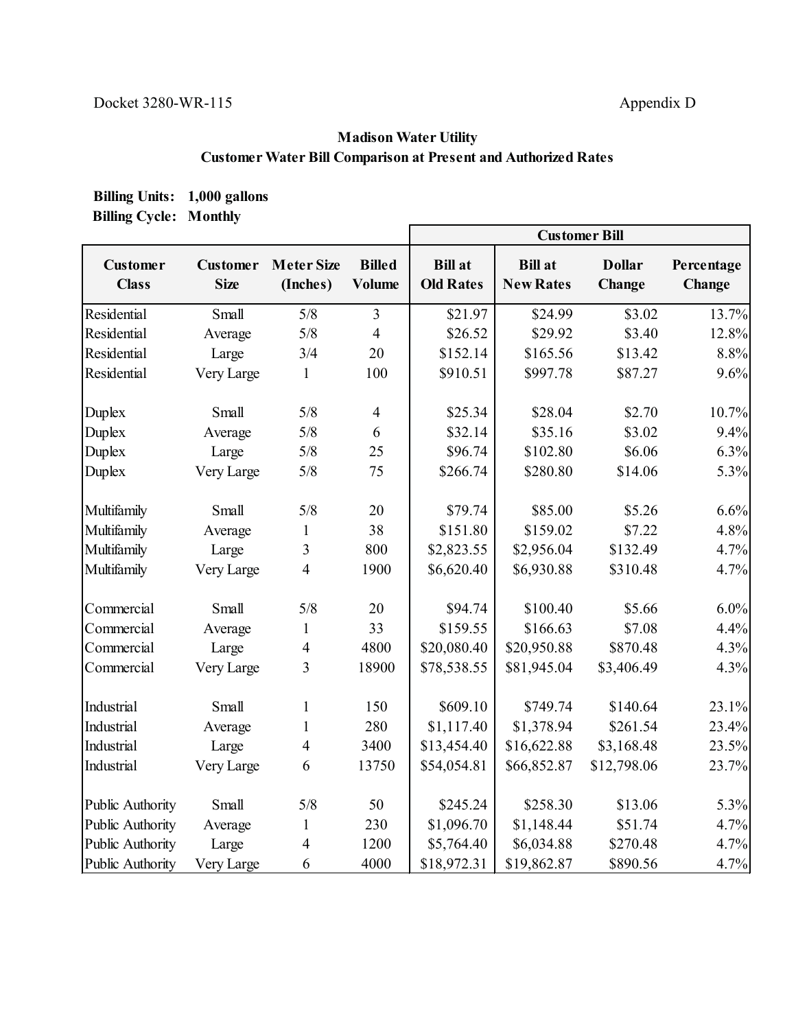Docket 3280-WR-115

Appendix D

**Madison Water Utility**
**Customer Water Bill Comparison at Present and Authorized Rates**

**Billing Units: 1,000 gallons**
**Billing Cycle: Monthly**

| | | | | Customer Bill | | | |
|---|---|---|---|---|---|---|---|
| **Customer Class** | **Customer Size** | **Meter Size (Inches)** | **Billed Volume** | **Bill at Old Rates** | **Bill at New Rates** | **Dollar Change** | **Percentage Change** |
| Residential | Small | 5/8 | 3 | $21.97 | $24.99 | $3.02 | 13.7% |
| Residential | Average | 5/8 | 4 | $26.52 | $29.92 | $3.40 | 12.8% |
| Residential | Large | 3/4 | 20 | $152.14 | $165.56 | $13.42 | 8.8% |
| Residential | Very Large | 1 | 100 | $910.51 | $997.78 | $87.27 | 9.6% |
| Duplex | Small | 5/8 | 4 | $25.34 | $28.04 | $2.70 | 10.7% |
| Duplex | Average | 5/8 | 6 | $32.14 | $35.16 | $3.02 | 9.4% |
| Duplex | Large | 5/8 | 25 | $96.74 | $102.80 | $6.06 | 6.3% |
| Duplex | Very Large | 5/8 | 75 | $266.74 | $280.80 | $14.06 | 5.3% |
| Multifamily | Small | 5/8 | 20 | $79.74 | $85.00 | $5.26 | 6.6% |
| Multifamily | Average | 1 | 38 | $151.80 | $159.02 | $7.22 | 4.8% |
| Multifamily | Large | 3 | 800 | $2,823.55 | $2,956.04 | $132.49 | 4.7% |
| Multifamily | Very Large | 4 | 1900 | $6,620.40 | $6,930.88 | $310.48 | 4.7% |
| Commercial | Small | 5/8 | 20 | $94.74 | $100.40 | $5.66 | 6.0% |
| Commercial | Average | 1 | 33 | $159.55 | $166.63 | $7.08 | 4.4% |
| Commercial | Large | 4 | 4800 | $20,080.40 | $20,950.88 | $870.48 | 4.3% |
| Commercial | Very Large | 3 | 18900 | $78,538.55 | $81,945.04 | $3,406.49 | 4.3% |
| Industrial | Small | 1 | 150 | $609.10 | $749.74 | $140.64 | 23.1% |
| Industrial | Average | 1 | 280 | $1,117.40 | $1,378.94 | $261.54 | 23.4% |
| Industrial | Large | 4 | 3400 | $13,454.40 | $16,622.88 | $3,168.48 | 23.5% |
| Industrial | Very Large | 6 | 13750 | $54,054.81 | $66,852.87 | $12,798.06 | 23.7% |
| Public Authority | Small | 5/8 | 50 | $245.24 | $258.30 | $13.06 | 5.3% |
| Public Authority | Average | 1 | 230 | $1,096.70 | $1,148.44 | $51.74 | 4.7% |
| Public Authority | Large | 4 | 1200 | $5,764.40 | $6,034.88 | $270.48 | 4.7% |
| Public Authority | Very Large | 6 | 4000 | $18,972.31 | $19,862.87 | $890.56 | 4.7% |